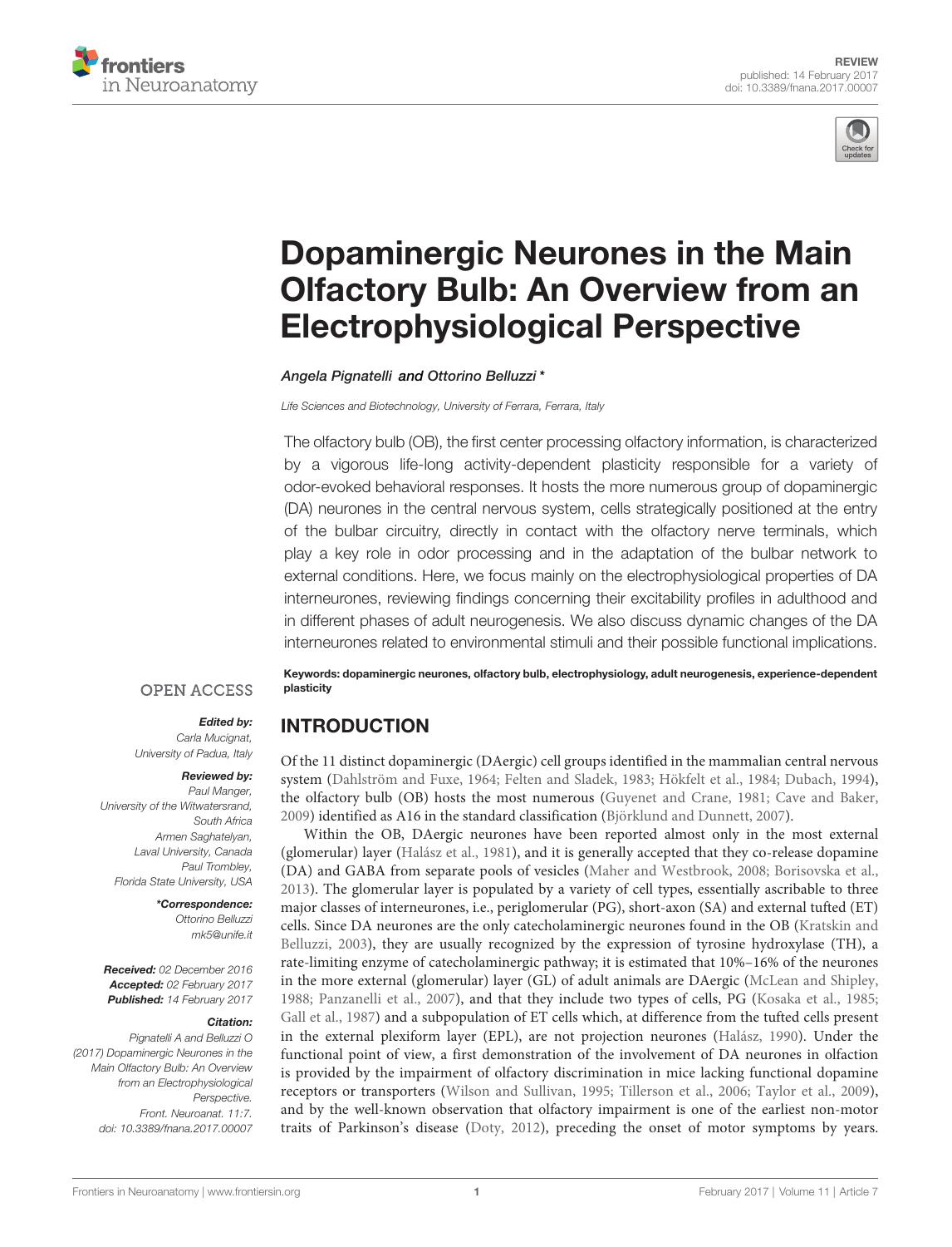REVIEW
published: 14 February 2017
doi: 10.3389/fnana.2017.00007

# Dopaminergic Neurones in the Main Olfactory Bulb: An Overview from an Electrophysiological Perspective

*Angela Pignatelli and Ottorino Belluzzi\**

*Life Sciences and Biotechnology, University of Ferrara, Ferrara, Italy*

The olfactory bulb (OB), the first center processing olfactory information, is characterized by a vigorous life-long activity-dependent plasticity responsible for a variety of odor-evoked behavioral responses. It hosts the more numerous group of dopaminergic (DA) neurones in the central nervous system, cells strategically positioned at the entry of the bulbar circuitry, directly in contact with the olfactory nerve terminals, which play a key role in odor processing and in the adaptation of the bulbar network to external conditions. Here, we focus mainly on the electrophysiological properties of DA interneurones, reviewing findings concerning their excitability profiles in adulthood and in different phases of adult neurogenesis. We also discuss dynamic changes of the DA interneurones related to environmental stimuli and their possible functional implications.

**Keywords: dopaminergic neurones, olfactory bulb, electrophysiology, adult neurogenesis, experience-dependent plasticity**

OPEN ACCESS

***Edited by:***
Carla Mucignat,
University of Padua, Italy

***Reviewed by:***
Paul Manger,
University of the Witwatersrand,
South Africa
Armen Saghatelyan,
Laval University, Canada
Paul Trombley,
Florida State University, USA

***\*Correspondence:***
Ottorino Belluzzi
mk5@unife.it

**Received:** 02 December 2016
**Accepted:** 02 February 2017
**Published:** 14 February 2017

***Citation:***
Pignatelli A and Belluzzi O
(2017) Dopaminergic Neurones in the
Main Olfactory Bulb: An Overview
from an Electrophysiological
Perspective.
Front. Neuroanat. 11:7.
doi: 10.3389/fnana.2017.00007

## INTRODUCTION

Of the 11 distinct dopaminergic (DAergic) cell groups identified in the mammalian central nervous system (Dahlström and Fuxe, 1964; Felten and Sladek, 1983; Hökfelt et al., 1984; Dubach, 1994), the olfactory bulb (OB) hosts the most numerous (Guyenet and Crane, 1981; Cave and Baker, 2009) identified as A16 in the standard classification (Björklund and Dunnett, 2007).

Within the OB, DAergic neurones have been reported almost only in the most external (glomerular) layer (Halász et al., 1981), and it is generally accepted that they co-release dopamine (DA) and GABA from separate pools of vesicles (Maher and Westbrook, 2008; Borisovska et al., 2013). The glomerular layer is populated by a variety of cell types, essentially ascribable to three major classes of interneurones, i.e., periglomerular (PG), short-axon (SA) and external tufted (ET) cells. Since DA neurones are the only catecholaminergic neurones found in the OB (Kratskin and Belluzzi, 2003), they are usually recognized by the expression of tyrosine hydroxylase (TH), a rate-limiting enzyme of catecholaminergic pathway; it is estimated that 10%–16% of the neurones in the more external (glomerular) layer (GL) of adult animals are DAergic (McLean and Shipley, 1988; Panzanelli et al., 2007), and that they include two types of cells, PG (Kosaka et al., 1985; Gall et al., 1987) and a subpopulation of ET cells which, at difference from the tufted cells present in the external plexiform layer (EPL), are not projection neurones (Halász, 1990). Under the functional point of view, a first demonstration of the involvement of DA neurones in olfaction is provided by the impairment of olfactory discrimination in mice lacking functional dopamine receptors or transporters (Wilson and Sullivan, 1995; Tillerson et al., 2006; Taylor et al., 2009), and by the well-known observation that olfactory impairment is one of the earliest non-motor traits of Parkinson's disease (Doty, 2012), preceding the onset of motor symptoms by years.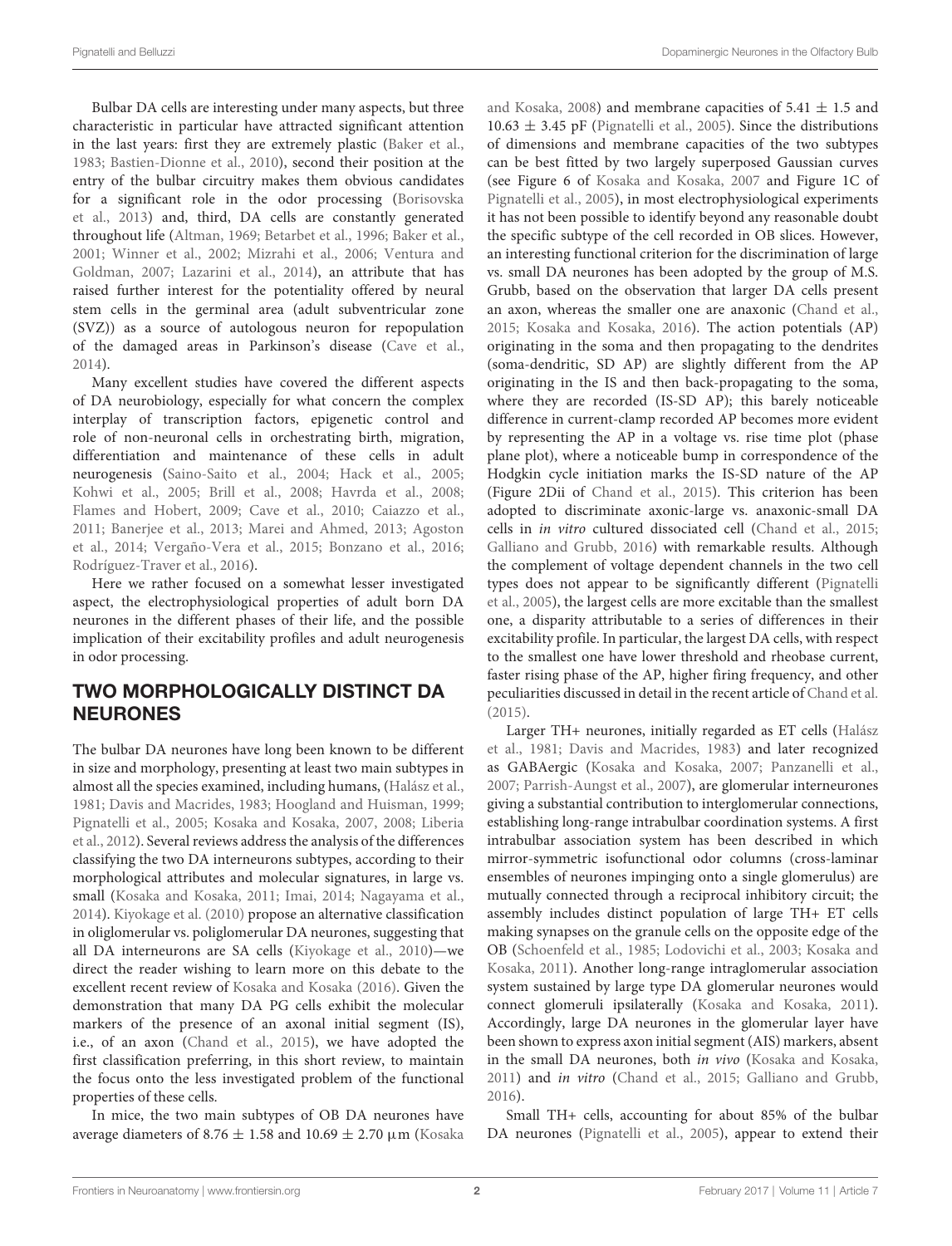Bulbar DA cells are interesting under many aspects, but three characteristic in particular have attracted significant attention in the last years: first they are extremely plastic (Baker et al., 1983; Bastien-Dionne et al., 2010), second their position at the entry of the bulbar circuitry makes them obvious candidates for a significant role in the odor processing (Borisovska et al., 2013) and, third, DA cells are constantly generated throughout life (Altman, 1969; Betarbet et al., 1996; Baker et al., 2001; Winner et al., 2002; Mizrahi et al., 2006; Ventura and Goldman, 2007; Lazarini et al., 2014), an attribute that has raised further interest for the potentiality offered by neural stem cells in the germinal area (adult subventricular zone (SVZ)) as a source of autologous neuron for repopulation of the damaged areas in Parkinson's disease (Cave et al., 2014).

Many excellent studies have covered the different aspects of DA neurobiology, especially for what concern the complex interplay of transcription factors, epigenetic control and role of non-neuronal cells in orchestrating birth, migration, differentiation and maintenance of these cells in adult neurogenesis (Saino-Saito et al., 2004; Hack et al., 2005; Kohwi et al., 2005; Brill et al., 2008; Havrda et al., 2008; Flames and Hobert, 2009; Cave et al., 2010; Caiazzo et al., 2011; Banerjee et al., 2013; Marei and Ahmed, 2013; Agoston et al., 2014; Vergaño-Vera et al., 2015; Bonzano et al., 2016; Rodríguez-Traver et al., 2016).

Here we rather focused on a somewhat lesser investigated aspect, the electrophysiological properties of adult born DA neurones in the different phases of their life, and the possible implication of their excitability profiles and adult neurogenesis in odor processing.

## TWO MORPHOLOGICALLY DISTINCT DA NEURONES

The bulbar DA neurones have long been known to be different in size and morphology, presenting at least two main subtypes in almost all the species examined, including humans, (Halász et al., 1981; Davis and Macrides, 1983; Hoogland and Huisman, 1999; Pignatelli et al., 2005; Kosaka and Kosaka, 2007, 2008; Liberia et al., 2012). Several reviews address the analysis of the differences classifying the two DA interneurons subtypes, according to their morphological attributes and molecular signatures, in large vs. small (Kosaka and Kosaka, 2011; Imai, 2014; Nagayama et al., 2014). Kiyokage et al. (2010) propose an alternative classification in oliglomerular vs. poliglomerular DA neurones, suggesting that all DA interneurons are SA cells (Kiyokage et al., 2010)—we direct the reader wishing to learn more on this debate to the excellent recent review of Kosaka and Kosaka (2016). Given the demonstration that many DA PG cells exhibit the molecular markers of the presence of an axonal initial segment (IS), i.e., of an axon (Chand et al., 2015), we have adopted the first classification preferring, in this short review, to maintain the focus onto the less investigated problem of the functional properties of these cells.

In mice, the two main subtypes of OB DA neurones have average diameters of $8.76 \pm 1.58$ and $10.69 \pm 2.70$ μm (Kosaka and Kosaka, 2008) and membrane capacities of $5.41 \pm 1.5$ and $10.63 \pm 3.45$ pF (Pignatelli et al., 2005). Since the distributions of dimensions and membrane capacities of the two subtypes can be best fitted by two largely superposed Gaussian curves (see Figure 6 of Kosaka and Kosaka, 2007 and Figure 1C of Pignatelli et al., 2005), in most electrophysiological experiments it has not been possible to identify beyond any reasonable doubt the specific subtype of the cell recorded in OB slices. However, an interesting functional criterion for the discrimination of large vs. small DA neurones has been adopted by the group of M.S. Grubb, based on the observation that larger DA cells present an axon, whereas the smaller one are anaxonic (Chand et al., 2015; Kosaka and Kosaka, 2016). The action potentials (AP) originating in the soma and then propagating to the dendrites (soma-dendritic, SD AP) are slightly different from the AP originating in the IS and then back-propagating to the soma, where they are recorded (IS-SD AP); this barely noticeable difference in current-clamp recorded AP becomes more evident by representing the AP in a voltage vs. rise time plot (phase plane plot), where a noticeable bump in correspondence of the Hodgkin cycle initiation marks the IS-SD nature of the AP (Figure 2Dii of Chand et al., 2015). This criterion has been adopted to discriminate axonic-large vs. anaxonic-small DA cells in *in vitro* cultured dissociated cell (Chand et al., 2015; Galliano and Grubb, 2016) with remarkable results. Although the complement of voltage dependent channels in the two cell types does not appear to be significantly different (Pignatelli et al., 2005), the largest cells are more excitable than the smallest one, a disparity attributable to a series of differences in their excitability profile. In particular, the largest DA cells, with respect to the smallest one have lower threshold and rheobase current, faster rising phase of the AP, higher firing frequency, and other peculiarities discussed in detail in the recent article of Chand et al. (2015).

Larger TH+ neurones, initially regarded as ET cells (Halász et al., 1981; Davis and Macrides, 1983) and later recognized as GABAergic (Kosaka and Kosaka, 2007; Panzanelli et al., 2007; Parrish-Aungst et al., 2007), are glomerular interneurones giving a substantial contribution to interglomerular connections, establishing long-range intrabulbar coordination systems. A first intrabulbar association system has been described in which mirror-symmetric isofunctional odor columns (cross-laminar ensembles of neurones impinging onto a single glomerulus) are mutually connected through a reciprocal inhibitory circuit; the assembly includes distinct population of large TH+ ET cells making synapses on the granule cells on the opposite edge of the OB (Schoenfeld et al., 1985; Lodovichi et al., 2003; Kosaka and Kosaka, 2011). Another long-range intraglomerular association system sustained by large type DA glomerular neurones would connect glomeruli ipsilaterally (Kosaka and Kosaka, 2011). Accordingly, large DA neurones in the glomerular layer have been shown to express axon initial segment (AIS) markers, absent in the small DA neurones, both *in vivo* (Kosaka and Kosaka, 2011) and *in vitro* (Chand et al., 2015; Galliano and Grubb, 2016).

Small TH+ cells, accounting for about 85% of the bulbar DA neurones (Pignatelli et al., 2005), appear to extend their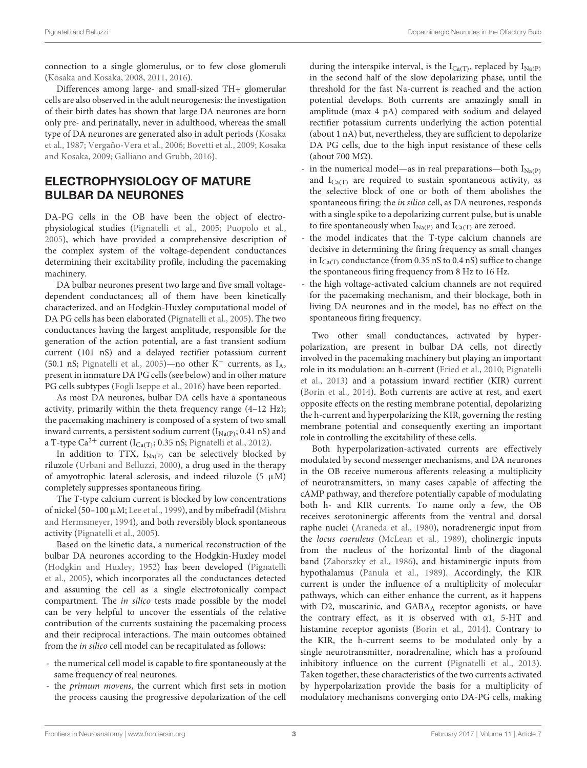connection to a single glomerulus, or to few close glomeruli (Kosaka and Kosaka, 2008, 2011, 2016).

Differences among large- and small-sized TH+ glomerular cells are also observed in the adult neurogenesis: the investigation of their birth dates has shown that large DA neurones are born only pre- and perinatally, never in adulthood, whereas the small type of DA neurones are generated also in adult periods (Kosaka et al., 1987; Vergaño-Vera et al., 2006; Bovetti et al., 2009; Kosaka and Kosaka, 2009; Galliano and Grubb, 2016).

## ELECTROPHYSIOLOGY OF MATURE BULBAR DA NEURONES

DA-PG cells in the OB have been the object of electrophysiological studies (Pignatelli et al., 2005; Puopolo et al., 2005), which have provided a comprehensive description of the complex system of the voltage-dependent conductances determining their excitability profile, including the pacemaking machinery.

DA bulbar neurones present two large and five small voltage-dependent conductances; all of them have been kinetically characterized, and an Hodgkin-Huxley computational model of DA PG cells has been elaborated (Pignatelli et al., 2005). The two conductances having the largest amplitude, responsible for the generation of the action potential, are a fast transient sodium current (101 nS) and a delayed rectifier potassium current (50.1 nS; Pignatelli et al., 2005)—no other $K^+$ currents, as $I_A$, present in immature DA PG cells (see below) and in other mature PG cells subtypes (Fogli Iseppe et al., 2016) have been reported.

As most DA neurones, bulbar DA cells have a spontaneous activity, primarily within the theta frequency range (4–12 Hz); the pacemaking machinery is composed of a system of two small inward currents, a persistent sodium current ($I_{Na(P)}$; 0.41 nS) and a T-type $Ca^{2+}$ current ($I_{Ca(T)}$; 0.35 nS; Pignatelli et al., 2012).

In addition to TTX, $I_{Na(P)}$ can be selectively blocked by riluzole (Urbani and Belluzzi, 2000), a drug used in the therapy of amyotrophic lateral sclerosis, and indeed riluzole (5 μM) completely suppresses spontaneous firing.

The T-type calcium current is blocked by low concentrations of nickel (50–100 μM; Lee et al., 1999), and by mibefradil (Mishra and Hermsmeyer, 1994), and both reversibly block spontaneous activity (Pignatelli et al., 2005).

Based on the kinetic data, a numerical reconstruction of the bulbar DA neurones according to the Hodgkin-Huxley model (Hodgkin and Huxley, 1952) has been developed (Pignatelli et al., 2005), which incorporates all the conductances detected and assuming the cell as a single electrotonically compact compartment. The *in silico* tests made possible by the model can be very helpful to uncover the essentials of the relative contribution of the currents sustaining the pacemaking process and their reciprocal interactions. The main outcomes obtained from the *in silico* cell model can be recapitulated as follows:

- the numerical cell model is capable to fire spontaneously at the same frequency of real neurones.
- the *primum movens*, the current which first sets in motion the process causing the progressive depolarization of the cell during the interspike interval, is the $I_{Ca(T)}$, replaced by $I_{Na(P)}$ in the second half of the slow depolarizing phase, until the threshold for the fast Na-current is reached and the action potential develops. Both currents are amazingly small in amplitude (max 4 pA) compared with sodium and delayed rectifier potassium currents underlying the action potential (about 1 nA) but, nevertheless, they are sufficient to depolarize DA PG cells, due to the high input resistance of these cells (about 700 MΩ).
- in the numerical model—as in real preparations—both $I_{Na(P)}$ and $I_{Ca(T)}$ are required to sustain spontaneous activity, as the selective block of one or both of them abolishes the spontaneous firing: the *in silico* cell, as DA neurones, responds with a single spike to a depolarizing current pulse, but is unable to fire spontaneously when $I_{Na(P)}$ and $I_{Ca(T)}$ are zeroed.
- the model indicates that the T-type calcium channels are decisive in determining the firing frequency as small changes in $I_{Ca(T)}$ conductance (from 0.35 nS to 0.4 nS) suffice to change the spontaneous firing frequency from 8 Hz to 16 Hz.
- the high voltage-activated calcium channels are not required for the pacemaking mechanism, and their blockage, both in living DA neurones and in the model, has no effect on the spontaneous firing frequency.

Two other small conductances, activated by hyperpolarization, are present in bulbar DA cells, not directly involved in the pacemaking machinery but playing an important role in its modulation: an h-current (Fried et al., 2010; Pignatelli et al., 2013) and a potassium inward rectifier (KIR) current (Borin et al., 2014). Both currents are active at rest, and exert opposite effects on the resting membrane potential, depolarizing the h-current and hyperpolarizing the KIR, governing the resting membrane potential and consequently exerting an important role in controlling the excitability of these cells.

Both hyperpolarization-activated currents are effectively modulated by second messenger mechanisms, and DA neurones in the OB receive numerous afferents releasing a multiplicity of neurotransmitters, in many cases capable of affecting the cAMP pathway, and therefore potentially capable of modulating both h- and KIR currents. To name only a few, the OB receives serotoninergic afferents from the ventral and dorsal raphe nuclei (Araneda et al., 1980), noradrenergic input from the *locus coeruleus* (McLean et al., 1989), cholinergic inputs from the nucleus of the horizontal limb of the diagonal band (Zaborszky et al., 1986), and histaminergic inputs from hypothalamus (Panula et al., 1989). Accordingly, the KIR current is under the influence of a multiplicity of molecular pathways, which can either enhance the current, as it happens with D2, muscarinic, and $GABA_A$ receptor agonists, or have the contrary effect, as it is observed with α1, 5-HT and histamine receptor agonists (Borin et al., 2014). Contrary to the KIR, the h-current seems to be modulated only by a single neurotransmitter, noradrenaline, which has a profound inhibitory influence on the current (Pignatelli et al., 2013). Taken together, these characteristics of the two currents activated by hyperpolarization provide the basis for a multiplicity of modulatory mechanisms converging onto DA-PG cells, making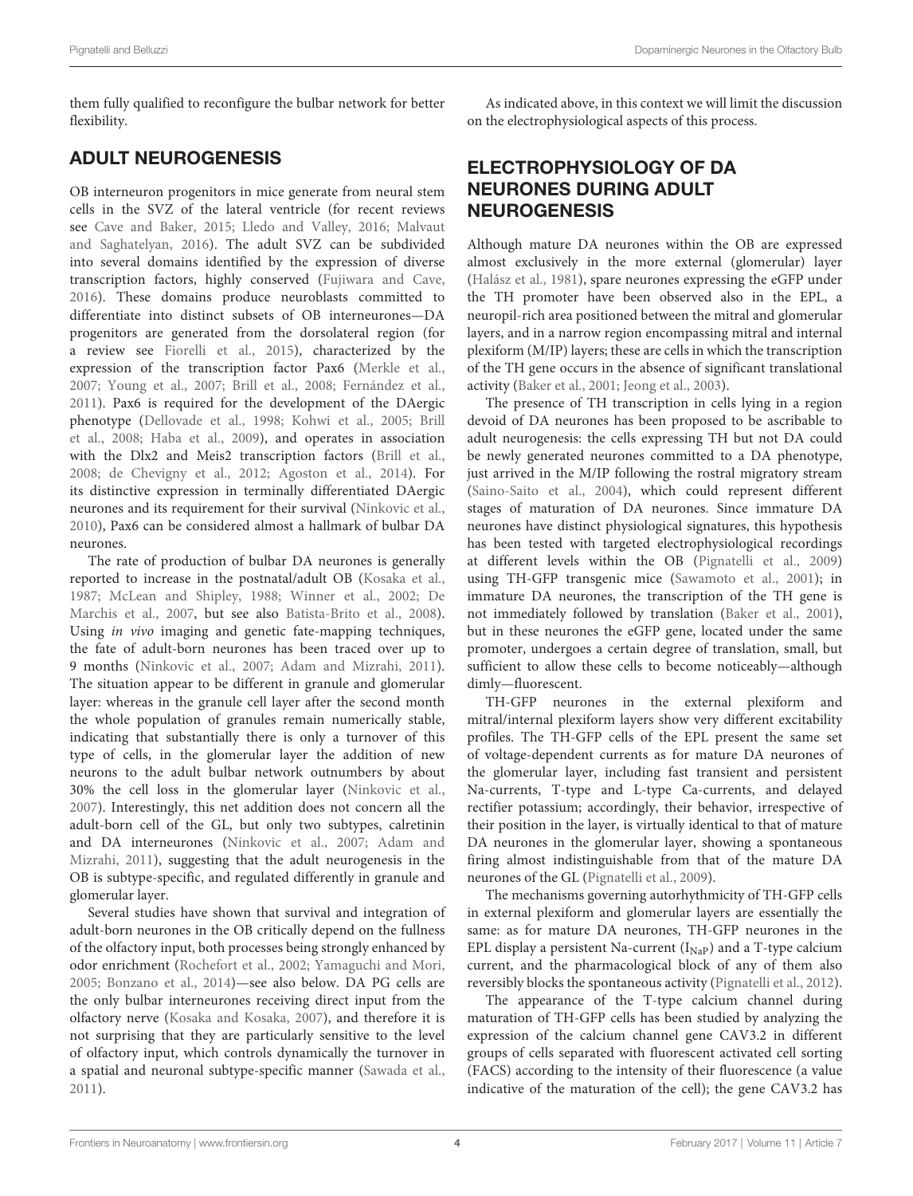them fully qualified to reconfigure the bulbar network for better flexibility.

## ADULT NEUROGENESIS

OB interneuron progenitors in mice generate from neural stem cells in the SVZ of the lateral ventricle (for recent reviews see Cave and Baker, 2015; Lledo and Valley, 2016; Malvaut and Saghatelyan, 2016). The adult SVZ can be subdivided into several domains identified by the expression of diverse transcription factors, highly conserved (Fujiwara and Cave, 2016). These domains produce neuroblasts committed to differentiate into distinct subsets of OB interneurones—DA progenitors are generated from the dorsolateral region (for a review see Fiorelli et al., 2015), characterized by the expression of the transcription factor Pax6 (Merkle et al., 2007; Young et al., 2007; Brill et al., 2008; Fernández et al., 2011). Pax6 is required for the development of the DAergic phenotype (Dellovade et al., 1998; Kohwi et al., 2005; Brill et al., 2008; Haba et al., 2009), and operates in association with the Dlx2 and Meis2 transcription factors (Brill et al., 2008; de Chevigny et al., 2012; Agoston et al., 2014). For its distinctive expression in terminally differentiated DAergic neurones and its requirement for their survival (Ninkovic et al., 2010), Pax6 can be considered almost a hallmark of bulbar DA neurones.

The rate of production of bulbar DA neurones is generally reported to increase in the postnatal/adult OB (Kosaka et al., 1987; McLean and Shipley, 1988; Winner et al., 2002; De Marchis et al., 2007, but see also Batista-Brito et al., 2008). Using *in vivo* imaging and genetic fate-mapping techniques, the fate of adult-born neurones has been traced over up to 9 months (Ninkovic et al., 2007; Adam and Mizrahi, 2011). The situation appear to be different in granule and glomerular layer: whereas in the granule cell layer after the second month the whole population of granules remain numerically stable, indicating that substantially there is only a turnover of this type of cells, in the glomerular layer the addition of new neurons to the adult bulbar network outnumbers by about 30% the cell loss in the glomerular layer (Ninkovic et al., 2007). Interestingly, this net addition does not concern all the adult-born cell of the GL, but only two subtypes, calretinin and DA interneurones (Ninkovic et al., 2007; Adam and Mizrahi, 2011), suggesting that the adult neurogenesis in the OB is subtype-specific, and regulated differently in granule and glomerular layer.

Several studies have shown that survival and integration of adult-born neurones in the OB critically depend on the fullness of the olfactory input, both processes being strongly enhanced by odor enrichment (Rochefort et al., 2002; Yamaguchi and Mori, 2005; Bonzano et al., 2014)—see also below. DA PG cells are the only bulbar interneurones receiving direct input from the olfactory nerve (Kosaka and Kosaka, 2007), and therefore it is not surprising that they are particularly sensitive to the level of olfactory input, which controls dynamically the turnover in a spatial and neuronal subtype-specific manner (Sawada et al., 2011).

As indicated above, in this context we will limit the discussion on the electrophysiological aspects of this process.

## ELECTROPHYSIOLOGY OF DA NEURONES DURING ADULT NEUROGENESIS

Although mature DA neurones within the OB are expressed almost exclusively in the more external (glomerular) layer (Halász et al., 1981), spare neurones expressing the eGFP under the TH promoter have been observed also in the EPL, a neuropil-rich area positioned between the mitral and glomerular layers, and in a narrow region encompassing mitral and internal plexiform (M/IP) layers; these are cells in which the transcription of the TH gene occurs in the absence of significant translational activity (Baker et al., 2001; Jeong et al., 2003).

The presence of TH transcription in cells lying in a region devoid of DA neurones has been proposed to be ascribable to adult neurogenesis: the cells expressing TH but not DA could be newly generated neurones committed to a DA phenotype, just arrived in the M/IP following the rostral migratory stream (Saino-Saito et al., 2004), which could represent different stages of maturation of DA neurones. Since immature DA neurones have distinct physiological signatures, this hypothesis has been tested with targeted electrophysiological recordings at different levels within the OB (Pignatelli et al., 2009) using TH-GFP transgenic mice (Sawamoto et al., 2001); in immature DA neurones, the transcription of the TH gene is not immediately followed by translation (Baker et al., 2001), but in these neurones the eGFP gene, located under the same promoter, undergoes a certain degree of translation, small, but sufficient to allow these cells to become noticeably—although dimly—fluorescent.

TH-GFP neurones in the external plexiform and mitral/internal plexiform layers show very different excitability profiles. The TH-GFP cells of the EPL present the same set of voltage-dependent currents as for mature DA neurones of the glomerular layer, including fast transient and persistent Na-currents, T-type and L-type Ca-currents, and delayed rectifier potassium; accordingly, their behavior, irrespective of their position in the layer, is virtually identical to that of mature DA neurones in the glomerular layer, showing a spontaneous firing almost indistinguishable from that of the mature DA neurones of the GL (Pignatelli et al., 2009).

The mechanisms governing autorhythmicity of TH-GFP cells in external plexiform and glomerular layers are essentially the same: as for mature DA neurones, TH-GFP neurones in the EPL display a persistent Na-current ($I_{NaP}$) and a T-type calcium current, and the pharmacological block of any of them also reversibly blocks the spontaneous activity (Pignatelli et al., 2012).

The appearance of the T-type calcium channel during maturation of TH-GFP cells has been studied by analyzing the expression of the calcium channel gene CAV3.2 in different groups of cells separated with fluorescent activated cell sorting (FACS) according to the intensity of their fluorescence (a value indicative of the maturation of the cell); the gene CAV3.2 has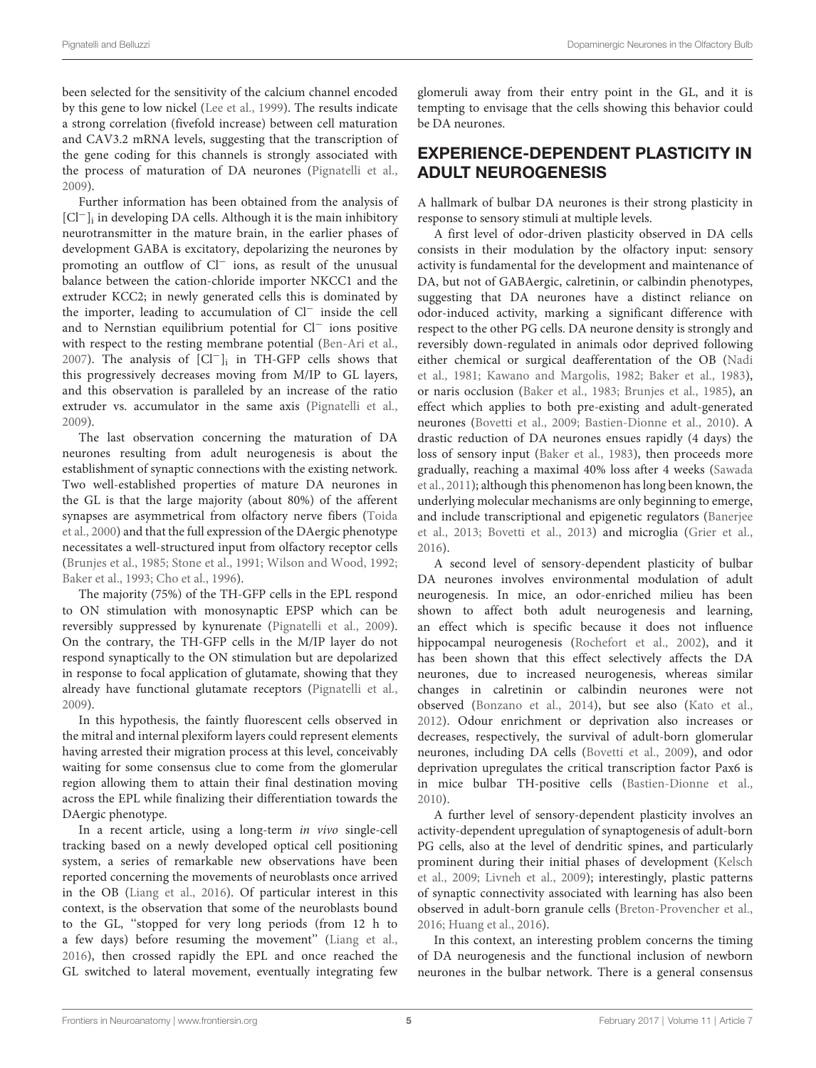been selected for the sensitivity of the calcium channel encoded by this gene to low nickel (Lee et al., 1999). The results indicate a strong correlation (fivefold increase) between cell maturation and CAV3.2 mRNA levels, suggesting that the transcription of the gene coding for this channels is strongly associated with the process of maturation of DA neurones (Pignatelli et al., 2009).

Further information has been obtained from the analysis of $[Cl^-]_i$ in developing DA cells. Although it is the main inhibitory neurotransmitter in the mature brain, in the earlier phases of development GABA is excitatory, depolarizing the neurones by promoting an outflow of $Cl^-$ ions, as result of the unusual balance between the cation-chloride importer NKCC1 and the extruder KCC2; in newly generated cells this is dominated by the importer, leading to accumulation of $Cl^-$ inside the cell and to Nernstian equilibrium potential for $Cl^-$ ions positive with respect to the resting membrane potential (Ben-Ari et al., 2007). The analysis of $[Cl^-]_i$ in TH-GFP cells shows that this progressively decreases moving from M/IP to GL layers, and this observation is paralleled by an increase of the ratio extruder vs. accumulator in the same axis (Pignatelli et al., 2009).

The last observation concerning the maturation of DA neurones resulting from adult neurogenesis is about the establishment of synaptic connections with the existing network. Two well-established properties of mature DA neurones in the GL is that the large majority (about 80%) of the afferent synapses are asymmetrical from olfactory nerve fibers (Toida et al., 2000) and that the full expression of the DAergic phenotype necessitates a well-structured input from olfactory receptor cells (Brunjes et al., 1985; Stone et al., 1991; Wilson and Wood, 1992; Baker et al., 1993; Cho et al., 1996).

The majority (75%) of the TH-GFP cells in the EPL respond to ON stimulation with monosynaptic EPSP which can be reversibly suppressed by kynurenate (Pignatelli et al., 2009). On the contrary, the TH-GFP cells in the M/IP layer do not respond synaptically to the ON stimulation but are depolarized in response to focal application of glutamate, showing that they already have functional glutamate receptors (Pignatelli et al., 2009).

In this hypothesis, the faintly fluorescent cells observed in the mitral and internal plexiform layers could represent elements having arrested their migration process at this level, conceivably waiting for some consensus clue to come from the glomerular region allowing them to attain their final destination moving across the EPL while finalizing their differentiation towards the DAergic phenotype.

In a recent article, using a long-term *in vivo* single-cell tracking based on a newly developed optical cell positioning system, a series of remarkable new observations have been reported concerning the movements of neuroblasts once arrived in the OB (Liang et al., 2016). Of particular interest in this context, is the observation that some of the neuroblasts bound to the GL, "stopped for very long periods (from 12 h to a few days) before resuming the movement" (Liang et al., 2016), then crossed rapidly the EPL and once reached the GL switched to lateral movement, eventually integrating few glomeruli away from their entry point in the GL, and it is tempting to envisage that the cells showing this behavior could be DA neurones.

## EXPERIENCE-DEPENDENT PLASTICITY IN ADULT NEUROGENESIS

A hallmark of bulbar DA neurones is their strong plasticity in response to sensory stimuli at multiple levels.

A first level of odor-driven plasticity observed in DA cells consists in their modulation by the olfactory input: sensory activity is fundamental for the development and maintenance of DA, but not of GABAergic, calretinin, or calbindin phenotypes, suggesting that DA neurones have a distinct reliance on odor-induced activity, marking a significant difference with respect to the other PG cells. DA neurone density is strongly and reversibly down-regulated in animals odor deprived following either chemical or surgical deafferentation of the OB (Nadi et al., 1981; Kawano and Margolis, 1982; Baker et al., 1983), or naris occlusion (Baker et al., 1983; Brunjes et al., 1985), an effect which applies to both pre-existing and adult-generated neurones (Bovetti et al., 2009; Bastien-Dionne et al., 2010). A drastic reduction of DA neurones ensues rapidly (4 days) the loss of sensory input (Baker et al., 1983), then proceeds more gradually, reaching a maximal 40% loss after 4 weeks (Sawada et al., 2011); although this phenomenon has long been known, the underlying molecular mechanisms are only beginning to emerge, and include transcriptional and epigenetic regulators (Banerjee et al., 2013; Bovetti et al., 2013) and microglia (Grier et al., 2016).

A second level of sensory-dependent plasticity of bulbar DA neurones involves environmental modulation of adult neurogenesis. In mice, an odor-enriched milieu has been shown to affect both adult neurogenesis and learning, an effect which is specific because it does not influence hippocampal neurogenesis (Rochefort et al., 2002), and it has been shown that this effect selectively affects the DA neurones, due to increased neurogenesis, whereas similar changes in calretinin or calbindin neurones were not observed (Bonzano et al., 2014), but see also (Kato et al., 2012). Odour enrichment or deprivation also increases or decreases, respectively, the survival of adult-born glomerular neurones, including DA cells (Bovetti et al., 2009), and odor deprivation upregulates the critical transcription factor Pax6 is in mice bulbar TH-positive cells (Bastien-Dionne et al., 2010).

A further level of sensory-dependent plasticity involves an activity-dependent upregulation of synaptogenesis of adult-born PG cells, also at the level of dendritic spines, and particularly prominent during their initial phases of development (Kelsch et al., 2009; Livneh et al., 2009); interestingly, plastic patterns of synaptic connectivity associated with learning has also been observed in adult-born granule cells (Breton-Provencher et al., 2016; Huang et al., 2016).

In this context, an interesting problem concerns the timing of DA neurogenesis and the functional inclusion of newborn neurones in the bulbar network. There is a general consensus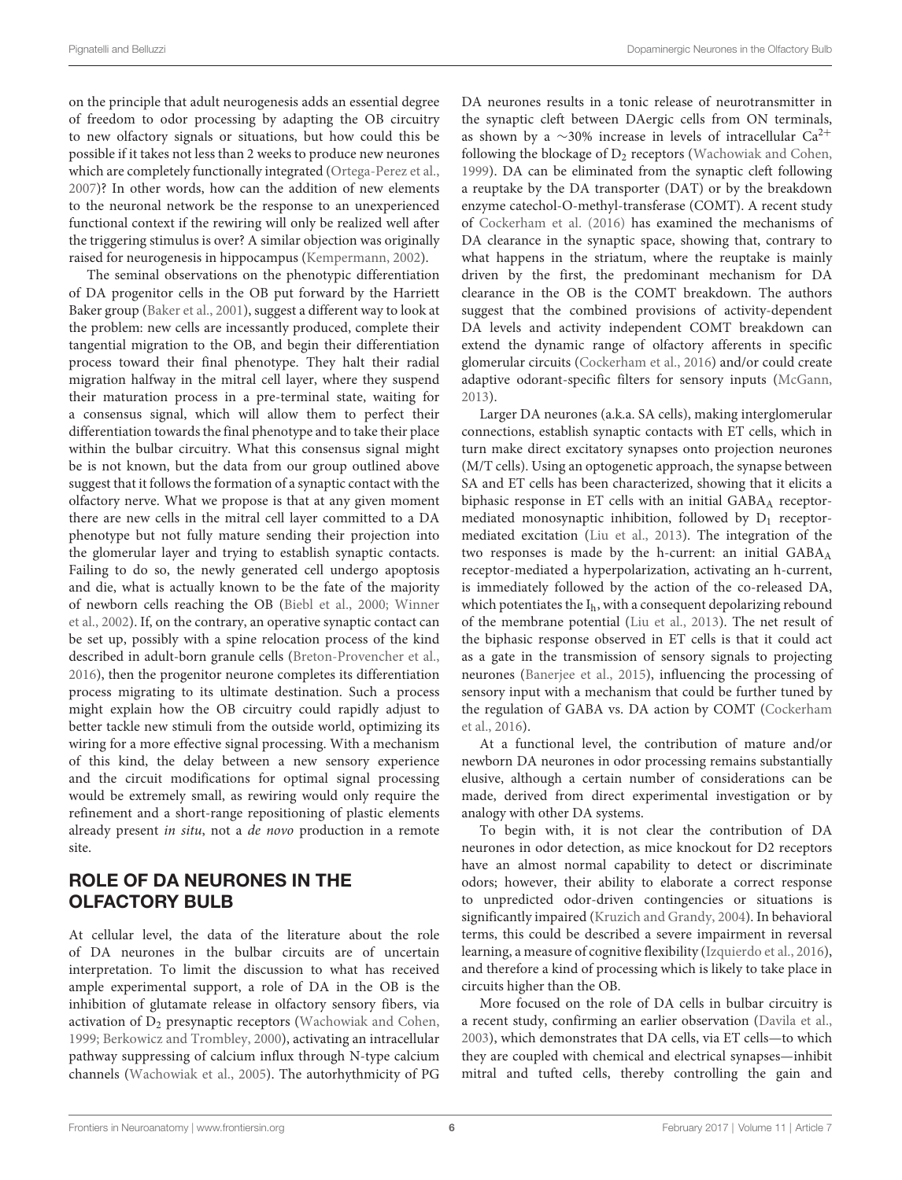on the principle that adult neurogenesis adds an essential degree of freedom to odor processing by adapting the OB circuitry to new olfactory signals or situations, but how could this be possible if it takes not less than 2 weeks to produce new neurones which are completely functionally integrated (Ortega-Perez et al., 2007)? In other words, how can the addition of new elements to the neuronal network be the response to an unexperienced functional context if the rewiring will only be realized well after the triggering stimulus is over? A similar objection was originally raised for neurogenesis in hippocampus (Kempermann, 2002).

The seminal observations on the phenotypic differentiation of DA progenitor cells in the OB put forward by the Harriett Baker group (Baker et al., 2001), suggest a different way to look at the problem: new cells are incessantly produced, complete their tangential migration to the OB, and begin their differentiation process toward their final phenotype. They halt their radial migration halfway in the mitral cell layer, where they suspend their maturation process in a pre-terminal state, waiting for a consensus signal, which will allow them to perfect their differentiation towards the final phenotype and to take their place within the bulbar circuitry. What this consensus signal might be is not known, but the data from our group outlined above suggest that it follows the formation of a synaptic contact with the olfactory nerve. What we propose is that at any given moment there are new cells in the mitral cell layer committed to a DA phenotype but not fully mature sending their projection into the glomerular layer and trying to establish synaptic contacts. Failing to do so, the newly generated cell undergo apoptosis and die, what is actually known to be the fate of the majority of newborn cells reaching the OB (Biebl et al., 2000; Winner et al., 2002). If, on the contrary, an operative synaptic contact can be set up, possibly with a spine relocation process of the kind described in adult-born granule cells (Breton-Provencher et al., 2016), then the progenitor neurone completes its differentiation process migrating to its ultimate destination. Such a process might explain how the OB circuitry could rapidly adjust to better tackle new stimuli from the outside world, optimizing its wiring for a more effective signal processing. With a mechanism of this kind, the delay between a new sensory experience and the circuit modifications for optimal signal processing would be extremely small, as rewiring would only require the refinement and a short-range repositioning of plastic elements already present *in situ*, not a *de novo* production in a remote site.

## ROLE OF DA NEURONES IN THE OLFACTORY BULB

At cellular level, the data of the literature about the role of DA neurones in the bulbar circuits are of uncertain interpretation. To limit the discussion to what has received ample experimental support, a role of DA in the OB is the inhibition of glutamate release in olfactory sensory fibers, via activation of $D_2$ presynaptic receptors (Wachowiak and Cohen, 1999; Berkowicz and Trombley, 2000), activating an intracellular pathway suppressing of calcium influx through N-type calcium channels (Wachowiak et al., 2005). The autorhythmicity of PG DA neurones results in a tonic release of neurotransmitter in the synaptic cleft between DAergic cells from ON terminals, as shown by a ~30% increase in levels of intracellular $Ca^{2+}$ following the blockage of $D_2$ receptors (Wachowiak and Cohen, 1999). DA can be eliminated from the synaptic cleft following a reuptake by the DA transporter (DAT) or by the breakdown enzyme catechol-O-methyl-transferase (COMT). A recent study of Cockerham et al. (2016) has examined the mechanisms of DA clearance in the synaptic space, showing that, contrary to what happens in the striatum, where the reuptake is mainly driven by the first, the predominant mechanism for DA clearance in the OB is the COMT breakdown. The authors suggest that the combined provisions of activity-dependent DA levels and activity independent COMT breakdown can extend the dynamic range of olfactory afferents in specific glomerular circuits (Cockerham et al., 2016) and/or could create adaptive odorant-specific filters for sensory inputs (McGann, 2013).

Larger DA neurones (a.k.a. SA cells), making interglomerular connections, establish synaptic contacts with ET cells, which in turn make direct excitatory synapses onto projection neurones (M/T cells). Using an optogenetic approach, the synapse between SA and ET cells has been characterized, showing that it elicits a biphasic response in ET cells with an initial $GABA_A$ receptor-mediated monosynaptic inhibition, followed by $D_1$ receptor-mediated excitation (Liu et al., 2013). The integration of the two responses is made by the h-current: an initial $GABA_A$ receptor-mediated a hyperpolarization, activating an h-current, is immediately followed by the action of the co-released DA, which potentiates the $I_h$, with a consequent depolarizing rebound of the membrane potential (Liu et al., 2013). The net result of the biphasic response observed in ET cells is that it could act as a gate in the transmission of sensory signals to projecting neurones (Banerjee et al., 2015), influencing the processing of sensory input with a mechanism that could be further tuned by the regulation of GABA vs. DA action by COMT (Cockerham et al., 2016).

At a functional level, the contribution of mature and/or newborn DA neurones in odor processing remains substantially elusive, although a certain number of considerations can be made, derived from direct experimental investigation or by analogy with other DA systems.

To begin with, it is not clear the contribution of DA neurones in odor detection, as mice knockout for D2 receptors have an almost normal capability to detect or discriminate odors; however, their ability to elaborate a correct response to unpredicted odor-driven contingencies or situations is significantly impaired (Kruzich and Grandy, 2004). In behavioral terms, this could be described a severe impairment in reversal learning, a measure of cognitive flexibility (Izquierdo et al., 2016), and therefore a kind of processing which is likely to take place in circuits higher than the OB.

More focused on the role of DA cells in bulbar circuitry is a recent study, confirming an earlier observation (Davila et al., 2003), which demonstrates that DA cells, via ET cells—to which they are coupled with chemical and electrical synapses—inhibit mitral and tufted cells, thereby controlling the gain and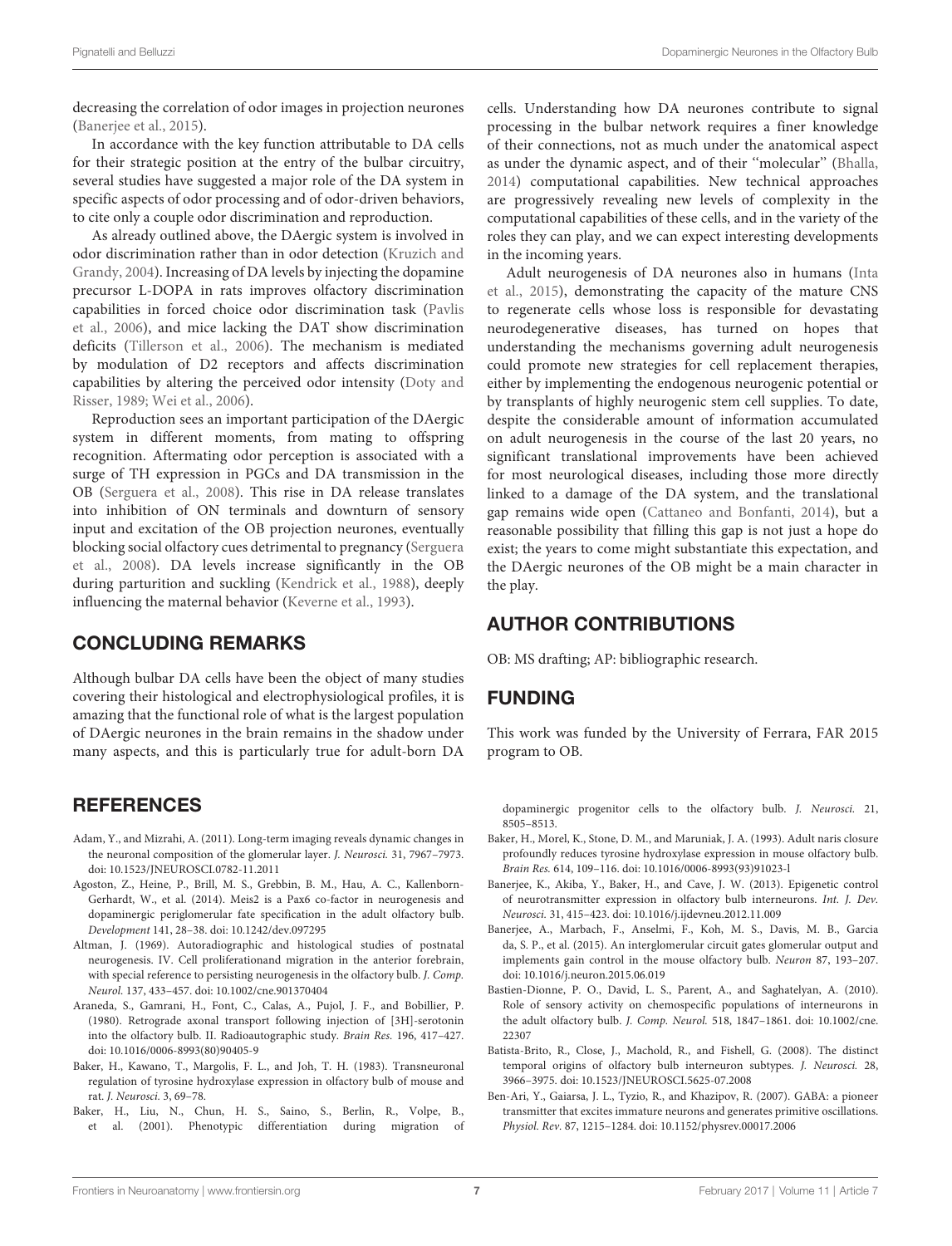decreasing the correlation of odor images in projection neurones (Banerjee et al., 2015).

In accordance with the key function attributable to DA cells for their strategic position at the entry of the bulbar circuitry, several studies have suggested a major role of the DA system in specific aspects of odor processing and of odor-driven behaviors, to cite only a couple odor discrimination and reproduction.

As already outlined above, the DAergic system is involved in odor discrimination rather than in odor detection (Kruzich and Grandy, 2004). Increasing of DA levels by injecting the dopamine precursor L-DOPA in rats improves olfactory discrimination capabilities in forced choice odor discrimination task (Pavlis et al., 2006), and mice lacking the DAT show discrimination deficits (Tillerson et al., 2006). The mechanism is mediated by modulation of D2 receptors and affects discrimination capabilities by altering the perceived odor intensity (Doty and Risser, 1989; Wei et al., 2006).

Reproduction sees an important participation of the DAergic system in different moments, from mating to offspring recognition. Aftermating odor perception is associated with a surge of TH expression in PGCs and DA transmission in the OB (Serguera et al., 2008). This rise in DA release translates into inhibition of ON terminals and downturn of sensory input and excitation of the OB projection neurones, eventually blocking social olfactory cues detrimental to pregnancy (Serguera et al., 2008). DA levels increase significantly in the OB during parturition and suckling (Kendrick et al., 1988), deeply influencing the maternal behavior (Keverne et al., 1993).

## CONCLUDING REMARKS

Although bulbar DA cells have been the object of many studies covering their histological and electrophysiological profiles, it is amazing that the functional role of what is the largest population of DAergic neurones in the brain remains in the shadow under many aspects, and this is particularly true for adult-born DA cells. Understanding how DA neurones contribute to signal processing in the bulbar network requires a finer knowledge of their connections, not as much under the anatomical aspect as under the dynamic aspect, and of their "molecular" (Bhalla, 2014) computational capabilities. New technical approaches are progressively revealing new levels of complexity in the computational capabilities of these cells, and in the variety of the roles they can play, and we can expect interesting developments in the incoming years.

Adult neurogenesis of DA neurones also in humans (Inta et al., 2015), demonstrating the capacity of the mature CNS to regenerate cells whose loss is responsible for devastating neurodegenerative diseases, has turned on hopes that understanding the mechanisms governing adult neurogenesis could promote new strategies for cell replacement therapies, either by implementing the endogenous neurogenic potential or by transplants of highly neurogenic stem cell supplies. To date, despite the considerable amount of information accumulated on adult neurogenesis in the course of the last 20 years, no significant translational improvements have been achieved for most neurological diseases, including those more directly linked to a damage of the DA system, and the translational gap remains wide open (Cattaneo and Bonfanti, 2014), but a reasonable possibility that filling this gap is not just a hope do exist; the years to come might substantiate this expectation, and the DAergic neurones of the OB might be a main character in the play.

## AUTHOR CONTRIBUTIONS

OB: MS drafting; AP: bibliographic research.

## FUNDING

This work was funded by the University of Ferrara, FAR 2015 program to OB.

## REFERENCES

Adam, Y., and Mizrahi, A. (2011). Long-term imaging reveals dynamic changes in the neuronal composition of the glomerular layer. *J. Neurosci.* 31, 7967–7973. doi: 10.1523/JNEUROSCI.0782-11.2011

Agoston, Z., Heine, P., Brill, M. S., Grebbin, B. M., Hau, A. C., Kallenborn-Gerhardt, W., et al. (2014). Meis2 is a Pax6 co-factor in neurogenesis and dopaminergic periglomerular fate specification in the adult olfactory bulb. *Development* 141, 28–38. doi: 10.1242/dev.097295

Altman, J. (1969). Autoradiographic and histological studies of postnatal neurogenesis. IV. Cell proliferationand migration in the anterior forebrain, with special reference to persisting neurogenesis in the olfactory bulb. *J. Comp. Neurol.* 137, 433–457. doi: 10.1002/cne.901370404

Araneda, S., Gamrani, H., Font, C., Calas, A., Pujol, J. F., and Bobillier, P. (1980). Retrograde axonal transport following injection of [3H]-serotonin into the olfactory bulb. II. Radioautographic study. *Brain Res.* 196, 417–427. doi: 10.1016/0006-8993(80)90405-9

Baker, H., Kawano, T., Margolis, F. L., and Joh, T. H. (1983). Transneuronal regulation of tyrosine hydroxylase expression in olfactory bulb of mouse and rat. *J. Neurosci.* 3, 69–78.

Baker, H., Liu, N., Chun, H. S., Saino, S., Berlin, R., Volpe, B., et al. (2001). Phenotypic differentiation during migration of dopaminergic progenitor cells to the olfactory bulb. *J. Neurosci.* 21, 8505–8513.

Baker, H., Morel, K., Stone, D. M., and Maruniak, J. A. (1993). Adult naris closure profoundly reduces tyrosine hydroxylase expression in mouse olfactory bulb. *Brain Res.* 614, 109–116. doi: 10.1016/0006-8993(93)91023-l

Banerjee, K., Akiba, Y., Baker, H., and Cave, J. W. (2013). Epigenetic control of neurotransmitter expression in olfactory bulb interneurons. *Int. J. Dev. Neurosci.* 31, 415–423. doi: 10.1016/j.ijdevneu.2012.11.009

Banerjee, A., Marbach, F., Anselmi, F., Koh, M. S., Davis, M. B., Garcia da, S. P., et al. (2015). An interglomerular circuit gates glomerular output and implements gain control in the mouse olfactory bulb. *Neuron* 87, 193–207. doi: 10.1016/j.neuron.2015.06.019

Bastien-Dionne, P. O., David, L. S., Parent, A., and Saghatelyan, A. (2010). Role of sensory activity on chemospecific populations of interneurons in the adult olfactory bulb. *J. Comp. Neurol.* 518, 1847–1861. doi: 10.1002/cne.22307

Batista-Brito, R., Close, J., Machold, R., and Fishell, G. (2008). The distinct temporal origins of olfactory bulb interneuron subtypes. *J. Neurosci.* 28, 3966–3975. doi: 10.1523/JNEUROSCI.5625-07.2008

Ben-Ari, Y., Gaiarsa, J. L., Tyzio, R., and Khazipov, R. (2007). GABA: a pioneer transmitter that excites immature neurons and generates primitive oscillations. *Physiol. Rev.* 87, 1215–1284. doi: 10.1152/physrev.00017.2006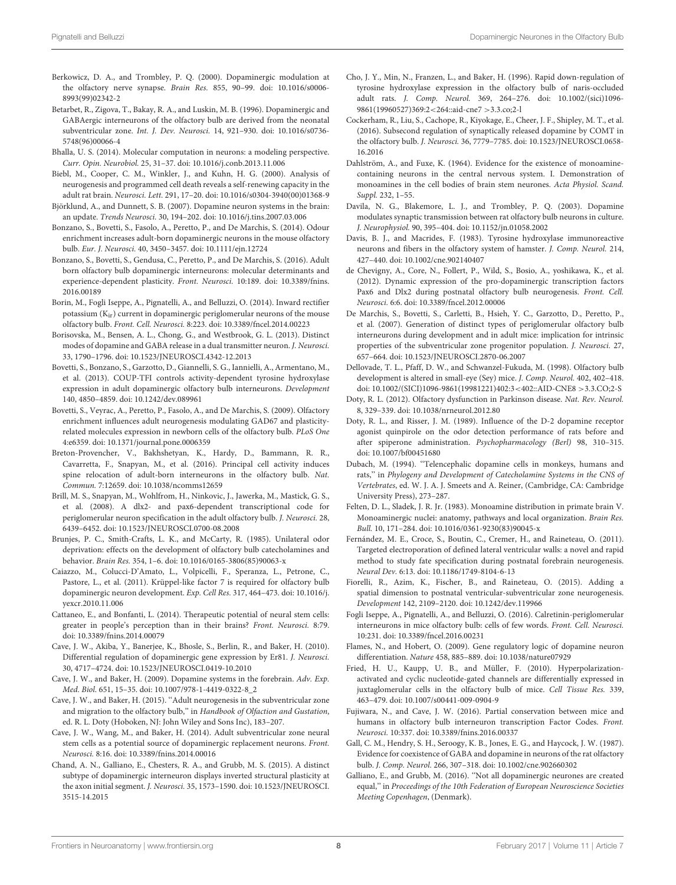Berkowicz, D. A., and Trombley, P. Q. (2000). Dopaminergic modulation at the olfactory nerve synapse. *Brain Res.* 855, 90–99. doi: 10.1016/s0006-8993(99)02342-2

Betarbet, R., Zigova, T., Bakay, R. A., and Luskin, M. B. (1996). Dopaminergic and GABAergic interneurons of the olfactory bulb are derived from the neonatal subventricular zone. *Int. J. Dev. Neurosci.* 14, 921–930. doi: 10.1016/s0736-5748(96)00066-4

Bhalla, U. S. (2014). Molecular computation in neurons: a modeling perspective. *Curr. Opin. Neurobiol.* 25, 31–37. doi: 10.1016/j.conb.2013.11.006

Biebl, M., Cooper, C. M., Winkler, J., and Kuhn, H. G. (2000). Analysis of neurogenesis and programmed cell death reveals a self-renewing capacity in the adult rat brain. *Neurosci. Lett.* 291, 17–20. doi: 10.1016/s0304-3940(00)01368-9

Björklund, A., and Dunnett, S. B. (2007). Dopamine neuron systems in the brain: an update. *Trends Neurosci.* 30, 194–202. doi: 10.1016/j.tins.2007.03.006

Bonzano, S., Bovetti, S., Fasolo, A., Peretto, P., and De Marchis, S. (2014). Odour enrichment increases adult-born dopaminergic neurons in the mouse olfactory bulb. *Eur. J. Neurosci.* 40, 3450–3457. doi: 10.1111/ejn.12724

Bonzano, S., Bovetti, S., Gendusa, C., Peretto, P., and De Marchis, S. (2016). Adult born olfactory bulb dopaminergic interneurons: molecular determinants and experience-dependent plasticity. *Front. Neurosci.* 10:189. doi: 10.3389/fnins.2016.00189

Borin, M., Fogli Iseppe, A., Pignatelli, A., and Belluzzi, O. (2014). Inward rectifier potassium ($K_{ir}$) current in dopaminergic periglomerular neurons of the mouse olfactory bulb. *Front. Cell. Neurosci.* 8:223. doi: 10.3389/fncel.2014.00223

Borisovska, M., Bensen, A. L., Chong, G., and Westbrook, G. L. (2013). Distinct modes of dopamine and GABA release in a dual transmitter neuron. *J. Neurosci.* 33, 1790–1796. doi: 10.1523/JNEUROSCI.4342-12.2013

Bovetti, S., Bonzano, S., Garzotto, D., Giannelli, S. G., Iannielli, A., Armentano, M., et al. (2013). COUP-TFI controls activity-dependent tyrosine hydroxylase expression in adult dopaminergic olfactory bulb interneurons. *Development* 140, 4850–4859. doi: 10.1242/dev.089961

Bovetti, S., Veyrac, A., Peretto, P., Fasolo, A., and De Marchis, S. (2009). Olfactory enrichment influences adult neurogenesis modulating GAD67 and plasticity-related molecules expression in newborn cells of the olfactory bulb. *PLoS One* 4:e6359. doi: 10.1371/journal.pone.0006359

Breton-Provencher, V., Bakhshetyan, K., Hardy, D., Bammann, R. R., Cavarretta, F., Snapyan, M., et al. (2016). Principal cell activity induces spine relocation of adult-born interneurons in the olfactory bulb. *Nat. Commun.* 7:12659. doi: 10.1038/ncomms12659

Brill, M. S., Snapyan, M., Wohlfrom, H., Ninkovic, J., Jawerka, M., Mastick, G. S., et al. (2008). A dlx2- and pax6-dependent transcriptional code for periglomerular neuron specification in the adult olfactory bulb. *J. Neurosci.* 28, 6439–6452. doi: 10.1523/JNEUROSCI.0700-08.2008

Brunjes, P. C., Smith-Crafts, L. K., and McCarty, R. (1985). Unilateral odor deprivation: effects on the development of olfactory bulb catecholamines and behavior. *Brain Res.* 354, 1–6. doi: 10.1016/0165-3806(85)90063-x

Caiazzo, M., Colucci-D'Amato, L., Volpicelli, F., Speranza, L., Petrone, C., Pastore, L., et al. (2011). Krüppel-like factor 7 is required for olfactory bulb dopaminergic neuron development. *Exp. Cell Res.* 317, 464–473. doi: 10.1016/j.yexcr.2010.11.006

Cattaneo, E., and Bonfanti, L. (2014). Therapeutic potential of neural stem cells: greater in people's perception than in their brains? *Front. Neurosci.* 8:79. doi: 10.3389/fnins.2014.00079

Cave, J. W., Akiba, Y., Banerjee, K., Bhosle, S., Berlin, R., and Baker, H. (2010). Differential regulation of dopaminergic gene expression by Er81. *J. Neurosci.* 30, 4717–4724. doi: 10.1523/JNEUROSCI.0419-10.2010

Cave, J. W., and Baker, H. (2009). Dopamine systems in the forebrain. *Adv. Exp. Med. Biol.* 651, 15–35. doi: 10.1007/978-1-4419-0322-8_2

Cave, J. W., and Baker, H. (2015). "Adult neurogenesis in the subventricular zone and migration to the olfactory bulb," in *Handbook of Olfaction and Gustation*, ed. R. L. Doty (Hoboken, NJ: John Wiley and Sons Inc), 183–207.

Cave, J. W., Wang, M., and Baker, H. (2014). Adult subventricular zone neural stem cells as a potential source of dopaminergic replacement neurons. *Front. Neurosci.* 8:16. doi: 10.3389/fnins.2014.00016

Chand, A. N., Galliano, E., Chesters, R. A., and Grubb, M. S. (2015). A distinct subtype of dopaminergic interneuron displays inverted structural plasticity at the axon initial segment. *J. Neurosci.* 35, 1573–1590. doi: 10.1523/JNEUROSCI.3515-14.2015

Cho, J. Y., Min, N., Franzen, L., and Baker, H. (1996). Rapid down-regulation of tyrosine hydroxylase expression in the olfactory bulb of naris-occluded adult rats. *J. Comp. Neurol.* 369, 264–276. doi: 10.1002/(sici)1096-9861(19960527)369:2<264::aid-cne7>3.3.co;2-l

Cockerham, R., Liu, S., Cachope, R., Kiyokage, E., Cheer, J. F., Shipley, M. T., et al. (2016). Subsecond regulation of synaptically released dopamine by COMT in the olfactory bulb. *J. Neurosci.* 36, 7779–7785. doi: 10.1523/JNEUROSCI.0658-16.2016

Dahlström, A., and Fuxe, K. (1964). Evidence for the existence of monoamine-containing neurons in the central nervous system. I. Demonstration of monoamines in the cell bodies of brain stem neurones. *Acta Physiol. Scand. Suppl.* 232, 1–55.

Davila, N. G., Blakemore, L. J., and Trombley, P. Q. (2003). Dopamine modulates synaptic transmission between rat olfactory bulb neurons in culture. *J. Neurophysiol.* 90, 395–404. doi: 10.1152/jn.01058.2002

Davis, B. J., and Macrides, F. (1983). Tyrosine hydroxylase immunoreactive neurons and fibers in the olfactory system of hamster. *J. Comp. Neurol.* 214, 427–440. doi: 10.1002/cne.902140407

de Chevigny, A., Core, N., Follert, P., Wild, S., Bosio, A., yoshikawa, K., et al. (2012). Dynamic expression of the pro-dopaminergic transcription factors Pax6 and Dlx2 during postnatal olfactory bulb neurogenesis. *Front. Cell. Neurosci.* 6:6. doi: 10.3389/fncel.2012.00006

De Marchis, S., Bovetti, S., Carletti, B., Hsieh, Y. C., Garzotto, D., Peretto, P., et al. (2007). Generation of distinct types of periglomerular olfactory bulb interneurons during development and in adult mice: implication for intrinsic properties of the subventricular zone progenitor population. *J. Neurosci.* 27, 657–664. doi: 10.1523/JNEUROSCI.2870-06.2007

Dellovade, T. L., Pfaff, D. W., and Schwanzel-Fukuda, M. (1998). Olfactory bulb development is altered in small-eye (Sey) mice. *J. Comp. Neurol.* 402, 402–418. doi: 10.1002/(SICI)1096-9861(19981221)402:3<402::AID-CNE8>3.3.CO;2-S

Doty, R. L. (2012). Olfactory dysfunction in Parkinson disease. *Nat. Rev. Neurol.* 8, 329–339. doi: 10.1038/nrneurol.2012.80

Doty, R. L., and Risser, J. M. (1989). Influence of the D-2 dopamine receptor agonist quinpirole on the odor detection performance of rats before and after spiperone administration. *Psychopharmacology (Berl)* 98, 310–315. doi: 10.1007/bf00451680

Dubach, M. (1994). "Telencephalic dopamine cells in monkeys, humans and rats," in *Phylogeny and Development of Catecholamine Systems in the CNS of Vertebrates*, ed. W. J. A. J. Smeets and A. Reiner, (Cambridge, CA: Cambridge University Press), 273–287.

Felten, D. L., Sladek, J. R. Jr. (1983). Monoamine distribution in primate brain V. Monoaminergic nuclei: anatomy, pathways and local organization. *Brain Res. Bull.* 10, 171–284. doi: 10.1016/0361-9230(83)90045-x

Fernández, M. E., Croce, S., Boutin, C., Cremer, H., and Raineteau, O. (2011). Targeted electroporation of defined lateral ventricular walls: a novel and rapid method to study fate specification during postnatal forebrain neurogenesis. *Neural Dev.* 6:13. doi: 10.1186/1749-8104-6-13

Fiorelli, R., Azim, K., Fischer, B., and Raineteau, O. (2015). Adding a spatial dimension to postnatal ventricular-subventricular zone neurogenesis. *Development* 142, 2109–2120. doi: 10.1242/dev.119966

Fogli Iseppe, A., Pignatelli, A., and Belluzzi, O. (2016). Calretinin-periglomerular interneurons in mice olfactory bulb: cells of few words. *Front. Cell. Neurosci.* 10:231. doi: 10.3389/fncel.2016.00231

Flames, N., and Hobert, O. (2009). Gene regulatory logic of dopamine neuron differentiation. *Nature* 458, 885–889. doi: 10.1038/nature07929

Fried, H. U., Kaupp, U. B., and Müller, F. (2010). Hyperpolarization-activated and cyclic nucleotide-gated channels are differentially expressed in juxtaglomerular cells in the olfactory bulb of mice. *Cell Tissue Res.* 339, 463–479. doi: 10.1007/s00441-009-0904-9

Fujiwara, N., and Cave, J. W. (2016). Partial conservation between mice and humans in olfactory bulb interneuron transcription Factor Codes. *Front. Neurosci.* 10:337. doi: 10.3389/fnins.2016.00337

Gall, C. M., Hendry, S. H., Seroogy, K. B., Jones, E. G., and Haycock, J. W. (1987). Evidence for coexistence of GABA and dopamine in neurons of the rat olfactory bulb. *J. Comp. Neurol.* 266, 307–318. doi: 10.1002/cne.902660302

Galliano, E., and Grubb, M. (2016). "Not all dopaminergic neurones are created equal," in *Proceedings of the 10th Federation of European Neuroscience Societies Meeting Copenhagen*, (Denmark).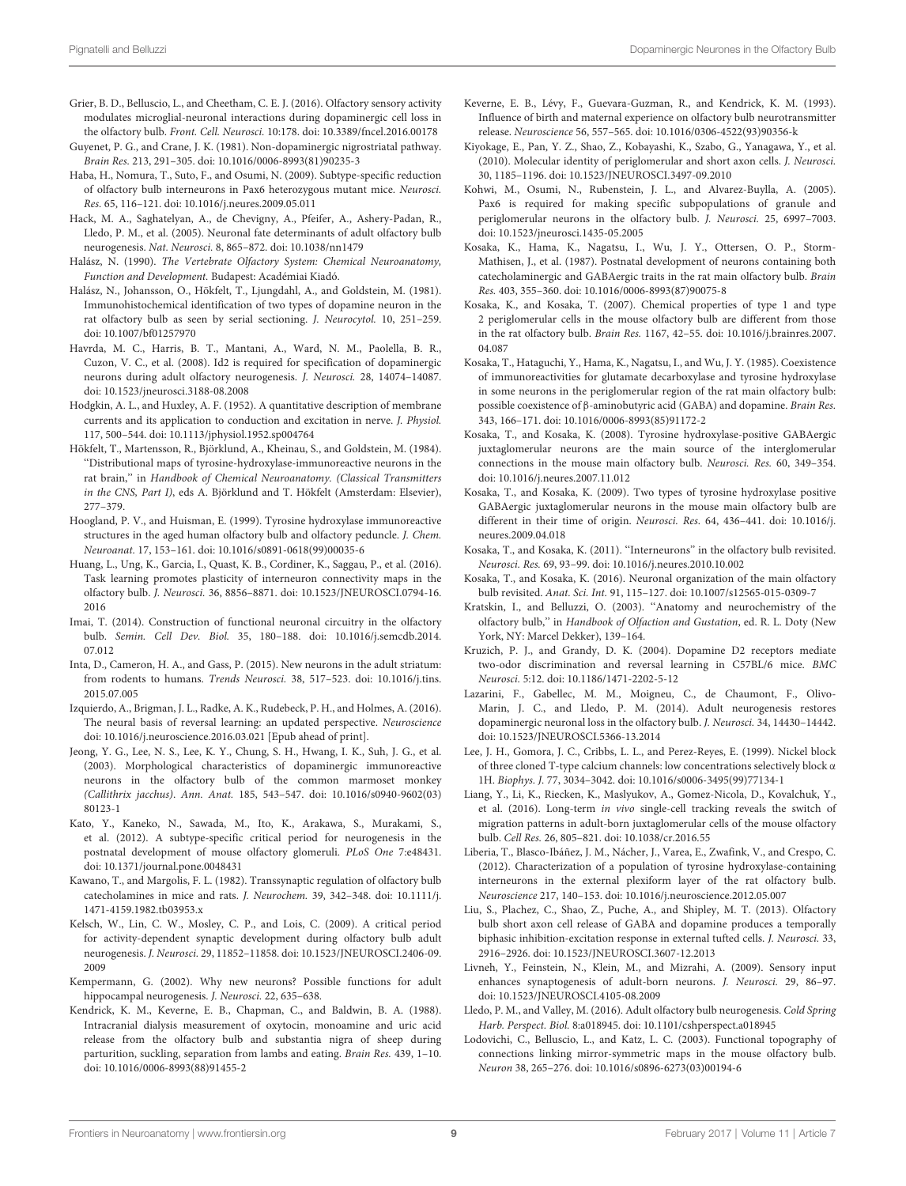Grier, B. D., Belluscio, L., and Cheetham, C. E. J. (2016). Olfactory sensory activity modulates microglial-neuronal interactions during dopaminergic cell loss in the olfactory bulb. *Front. Cell. Neurosci.* 10:178. doi: 10.3389/fncel.2016.00178

Guyenet, P. G., and Crane, J. K. (1981). Non-dopaminergic nigrostriatal pathway. *Brain Res.* 213, 291–305. doi: 10.1016/0006-8993(81)90235-3

Haba, H., Nomura, T., Suto, F., and Osumi, N. (2009). Subtype-specific reduction of olfactory bulb interneurons in Pax6 heterozygous mutant mice. *Neurosci. Res.* 65, 116–121. doi: 10.1016/j.neures.2009.05.011

Hack, M. A., Saghatelyan, A., de Chevigny, A., Pfeifer, A., Ashery-Padan, R., Lledo, P. M., et al. (2005). Neuronal fate determinants of adult olfactory bulb neurogenesis. *Nat. Neurosci.* 8, 865–872. doi: 10.1038/nn1479

Halász, N. (1990). *The Vertebrate Olfactory System: Chemical Neuroanatomy, Function and Development.* Budapest: Académiai Kiadó.

Halász, N., Johansson, O., Hökfelt, T., Ljungdahl, A., and Goldstein, M. (1981). Immunohistochemical identification of two types of dopamine neuron in the rat olfactory bulb as seen by serial sectioning. *J. Neurocytol.* 10, 251–259. doi: 10.1007/bf01257970

Havrda, M. C., Harris, B. T., Mantani, A., Ward, N. M., Paolella, B. R., Cuzon, V. C., et al. (2008). Id2 is required for specification of dopaminergic neurons during adult olfactory neurogenesis. *J. Neurosci.* 28, 14074–14087. doi: 10.1523/jneurosci.3188-08.2008

Hodgkin, A. L., and Huxley, A. F. (1952). A quantitative description of membrane currents and its application to conduction and excitation in nerve. *J. Physiol.* 117, 500–544. doi: 10.1113/jphysiol.1952.sp004764

Hökfelt, T., Martensson, R., Björklund, A., Kheinau, S., and Goldstein, M. (1984). "Distributional maps of tyrosine-hydroxylase-immunoreactive neurons in the rat brain," in *Handbook of Chemical Neuroanatomy. (Classical Transmitters in the CNS, Part I)*, eds A. Björklund and T. Hökfelt (Amsterdam: Elsevier), 277–379.

Hoogland, P. V., and Huisman, E. (1999). Tyrosine hydroxylase immunoreactive structures in the aged human olfactory bulb and olfactory peduncle. *J. Chem. Neuroanat.* 17, 153–161. doi: 10.1016/s0891-0618(99)00035-6

Huang, L., Ung, K., Garcia, I., Quast, K. B., Cordiner, K., Saggau, P., et al. (2016). Task learning promotes plasticity of interneuron connectivity maps in the olfactory bulb. *J. Neurosci.* 36, 8856–8871. doi: 10.1523/JNEUROSCI.0794-16.2016

Imai, T. (2014). Construction of functional neuronal circuitry in the olfactory bulb. *Semin. Cell Dev. Biol.* 35, 180–188. doi: 10.1016/j.semcdb.2014.07.012

Inta, D., Cameron, H. A., and Gass, P. (2015). New neurons in the adult striatum: from rodents to humans. *Trends Neurosci.* 38, 517–523. doi: 10.1016/j.tins.2015.07.005

Izquierdo, A., Brigman, J. L., Radke, A. K., Rudebeck, P. H., and Holmes, A. (2016). The neural basis of reversal learning: an updated perspective. *Neuroscience* doi: 10.1016/j.neuroscience.2016.03.021 [Epub ahead of print].

Jeong, Y. G., Lee, N. S., Lee, K. Y., Chung, S. H., Hwang, I. K., Suh, J. G., et al. (2003). Morphological characteristics of dopaminergic immunoreactive neurons in the olfactory bulb of the common marmoset monkey *(Callithrix jacchus)*. *Ann. Anat.* 185, 543–547. doi: 10.1016/s0940-9602(03)80123-1

Kato, Y., Kaneko, N., Sawada, M., Ito, K., Arakawa, S., Murakami, S., et al. (2012). A subtype-specific critical period for neurogenesis in the postnatal development of mouse olfactory glomeruli. *PLoS One* 7:e48431. doi: 10.1371/journal.pone.0048431

Kawano, T., and Margolis, F. L. (1982). Transsynaptic regulation of olfactory bulb catecholamines in mice and rats. *J. Neurochem.* 39, 342–348. doi: 10.1111/j.1471-4159.1982.tb03953.x

Kelsch, W., Lin, C. W., Mosley, C. P., and Lois, C. (2009). A critical period for activity-dependent synaptic development during olfactory bulb adult neurogenesis. *J. Neurosci.* 29, 11852–11858. doi: 10.1523/JNEUROSCI.2406-09.2009

Kempermann, G. (2002). Why new neurons? Possible functions for adult hippocampal neurogenesis. *J. Neurosci.* 22, 635–638.

Kendrick, K. M., Keverne, E. B., Chapman, C., and Baldwin, B. A. (1988). Intracranial dialysis measurement of oxytocin, monoamine and uric acid release from the olfactory bulb and substantia nigra of sheep during parturition, suckling, separation from lambs and eating. *Brain Res.* 439, 1–10. doi: 10.1016/0006-8993(88)91455-2

Keverne, E. B., Lévy, F., Guevara-Guzman, R., and Kendrick, K. M. (1993). Influence of birth and maternal experience on olfactory bulb neurotransmitter release. *Neuroscience* 56, 557–565. doi: 10.1016/0306-4522(93)90356-k

Kiyokage, E., Pan, Y. Z., Shao, Z., Kobayashi, K., Szabo, G., Yanagawa, Y., et al. (2010). Molecular identity of periglomerular and short axon cells. *J. Neurosci.* 30, 1185–1196. doi: 10.1523/JNEUROSCI.3497-09.2010

Kohwi, M., Osumi, N., Rubenstein, J. L., and Alvarez-Buylla, A. (2005). Pax6 is required for making specific subpopulations of granule and periglomerular neurons in the olfactory bulb. *J. Neurosci.* 25, 6997–7003. doi: 10.1523/jneurosci.1435-05.2005

Kosaka, K., Hama, K., Nagatsu, I., Wu, J. Y., Ottersen, O. P., Storm-Mathisen, J., et al. (1987). Postnatal development of neurons containing both catecholaminergic and GABAergic traits in the rat main olfactory bulb. *Brain Res.* 403, 355–360. doi: 10.1016/0006-8993(87)90075-8

Kosaka, K., and Kosaka, T. (2007). Chemical properties of type 1 and type 2 periglomerular cells in the mouse olfactory bulb are different from those in the rat olfactory bulb. *Brain Res.* 1167, 42–55. doi: 10.1016/j.brainres.2007.04.087

Kosaka, T., Hataguchi, Y., Hama, K., Nagatsu, I., and Wu, J. Y. (1985). Coexistence of immunoreactivities for glutamate decarboxylase and tyrosine hydroxylase in some neurons in the periglomerular region of the rat main olfactory bulb: possible coexistence of β-aminobutyric acid (GABA) and dopamine. *Brain Res.* 343, 166–171. doi: 10.1016/0006-8993(85)91172-2

Kosaka, T., and Kosaka, K. (2008). Tyrosine hydroxylase-positive GABAergic juxtaglomerular neurons are the main source of the interglomerular connections in the mouse main olfactory bulb. *Neurosci. Res.* 60, 349–354. doi: 10.1016/j.neures.2007.11.012

Kosaka, T., and Kosaka, K. (2009). Two types of tyrosine hydroxylase positive GABAergic juxtaglomerular neurons in the mouse main olfactory bulb are different in their time of origin. *Neurosci. Res.* 64, 436–441. doi: 10.1016/j.neures.2009.04.018

Kosaka, T., and Kosaka, K. (2011). "Interneurons" in the olfactory bulb revisited. *Neurosci. Res.* 69, 93–99. doi: 10.1016/j.neures.2010.10.002

Kosaka, T., and Kosaka, K. (2016). Neuronal organization of the main olfactory bulb revisited. *Anat. Sci. Int.* 91, 115–127. doi: 10.1007/s12565-015-0309-7

Kratskin, I., and Belluzzi, O. (2003). "Anatomy and neurochemistry of the olfactory bulb," in *Handbook of Olfaction and Gustation*, ed. R. L. Doty (New York, NY: Marcel Dekker), 139–164.

Kruzich, P. J., and Grandy, D. K. (2004). Dopamine D2 receptors mediate two-odor discrimination and reversal learning in C57BL/6 mice. *BMC Neurosci.* 5:12. doi: 10.1186/1471-2202-5-12

Lazarini, F., Gabellec, M. M., Moigneu, C., de Chaumont, F., Olivo-Marin, J. C., and Lledo, P. M. (2014). Adult neurogenesis restores dopaminergic neuronal loss in the olfactory bulb. *J. Neurosci.* 34, 14430–14442. doi: 10.1523/JNEUROSCI.5366-13.2014

Lee, J. H., Gomora, J. C., Cribbs, L. L., and Perez-Reyes, E. (1999). Nickel block of three cloned T-type calcium channels: low concentrations selectively block α 1H. *Biophys. J.* 77, 3034–3042. doi: 10.1016/s0006-3495(99)77134-1

Liang, Y., Li, K., Riecken, K., Maslyukov, A., Gomez-Nicola, D., Kovalchuk, Y., et al. (2016). Long-term *in vivo* single-cell tracking reveals the switch of migration patterns in adult-born juxtaglomerular cells of the mouse olfactory bulb. *Cell Res.* 26, 805–821. doi: 10.1038/cr.2016.55

Liberia, T., Blasco-Ibáñez, J. M., Nácher, J., Varea, E., Zwafink, V., and Crespo, C. (2012). Characterization of a population of tyrosine hydroxylase-containing interneurons in the external plexiform layer of the rat olfactory bulb. *Neuroscience* 217, 140–153. doi: 10.1016/j.neuroscience.2012.05.007

Liu, S., Plachez, C., Shao, Z., Puche, A., and Shipley, M. T. (2013). Olfactory bulb short axon cell release of GABA and dopamine produces a temporally biphasic inhibition-excitation response in external tufted cells. *J. Neurosci.* 33, 2916–2926. doi: 10.1523/JNEUROSCI.3607-12.2013

Livneh, Y., Feinstein, N., Klein, M., and Mizrahi, A. (2009). Sensory input enhances synaptogenesis of adult-born neurons. *J. Neurosci.* 29, 86–97. doi: 10.1523/JNEUROSCI.4105-08.2009

Lledo, P. M., and Valley, M. (2016). Adult olfactory bulb neurogenesis. *Cold Spring Harb. Perspect. Biol.* 8:a018945. doi: 10.1101/cshperspect.a018945

Lodovichi, C., Belluscio, L., and Katz, L. C. (2003). Functional topography of connections linking mirror-symmetric maps in the mouse olfactory bulb. *Neuron* 38, 265–276. doi: 10.1016/s0896-6273(03)00194-6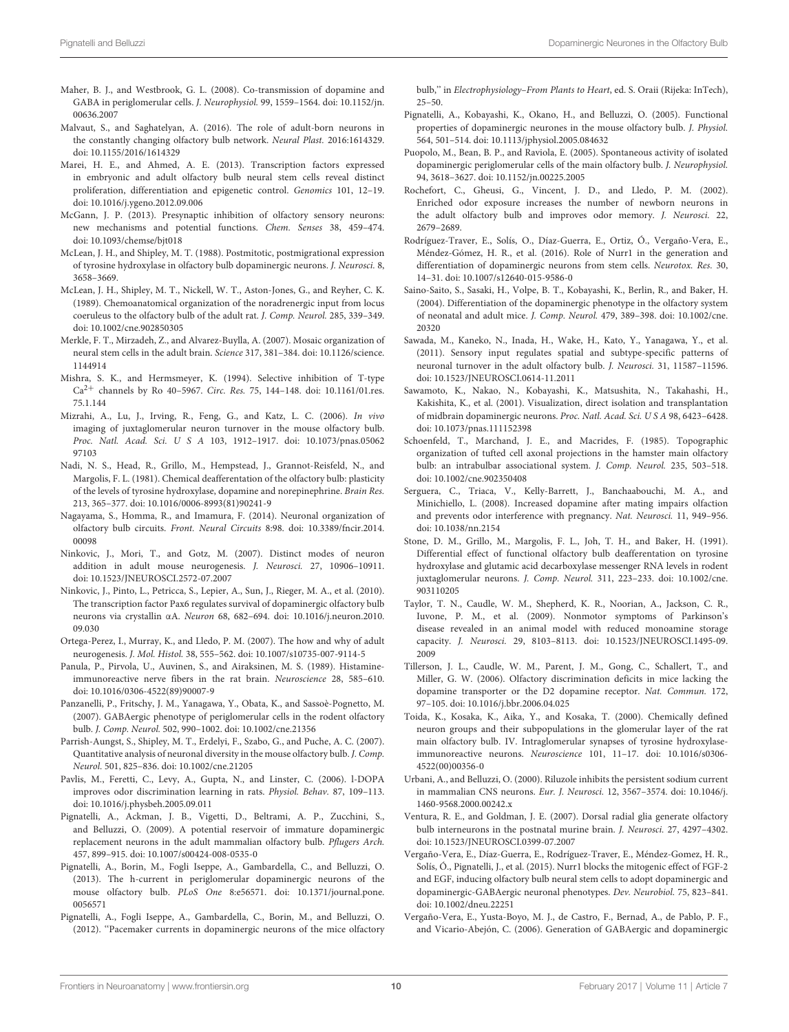Maher, B. J., and Westbrook, G. L. (2008). Co-transmission of dopamine and GABA in periglomerular cells. *J. Neurophysiol.* 99, 1559–1564. doi: 10.1152/jn.00636.2007

Malvaut, S., and Saghatelyan, A. (2016). The role of adult-born neurons in the constantly changing olfactory bulb network. *Neural Plast.* 2016:1614329. doi: 10.1155/2016/1614329

Marei, H. E., and Ahmed, A. E. (2013). Transcription factors expressed in embryonic and adult olfactory bulb neural stem cells reveal distinct proliferation, differentiation and epigenetic control. *Genomics* 101, 12–19. doi: 10.1016/j.ygeno.2012.09.006

McGann, J. P. (2013). Presynaptic inhibition of olfactory sensory neurons: new mechanisms and potential functions. *Chem. Senses* 38, 459–474. doi: 10.1093/chemse/bjt018

McLean, J. H., and Shipley, M. T. (1988). Postmitotic, postmigrational expression of tyrosine hydroxylase in olfactory bulb dopaminergic neurons. *J. Neurosci.* 8, 3658–3669.

McLean, J. H., Shipley, M. T., Nickell, W. T., Aston-Jones, G., and Reyher, C. K. (1989). Chemoanatomical organization of the noradrenergic input from locus coeruleus to the olfactory bulb of the adult rat. *J. Comp. Neurol.* 285, 339–349. doi: 10.1002/cne.902850305

Merkle, F. T., Mirzadeh, Z., and Alvarez-Buylla, A. (2007). Mosaic organization of neural stem cells in the adult brain. *Science* 317, 381–384. doi: 10.1126/science.1144914

Mishra, S. K., and Hermsmeyer, K. (1994). Selective inhibition of T-type $Ca^{2+}$ channels by Ro 40–5967. *Circ. Res.* 75, 144–148. doi: 10.1161/01.res.75.1.144

Mizrahi, A., Lu, J., Irving, R., Feng, G., and Katz, L. C. (2006). *In vivo* imaging of juxtaglomerular neuron turnover in the mouse olfactory bulb. *Proc. Natl. Acad. Sci. U S A* 103, 1912–1917. doi: 10.1073/pnas.0506297103

Nadi, N. S., Head, R., Grillo, M., Hempstead, J., Grannot-Reisfeld, N., and Margolis, F. L. (1981). Chemical deafferentation of the olfactory bulb: plasticity of the levels of tyrosine hydroxylase, dopamine and norepinephrine. *Brain Res.* 213, 365–377. doi: 10.1016/0006-8993(81)90241-9

Nagayama, S., Homma, R., and Imamura, F. (2014). Neuronal organization of olfactory bulb circuits. *Front. Neural Circuits* 8:98. doi: 10.3389/fncir.2014.00098

Ninkovic, J., Mori, T., and Gotz, M. (2007). Distinct modes of neuron addition in adult mouse neurogenesis. *J. Neurosci.* 27, 10906–10911. doi: 10.1523/JNEUROSCI.2572-07.2007

Ninkovic, J., Pinto, L., Petricca, S., Lepier, A., Sun, J., Rieger, M. A., et al. (2010). The transcription factor Pax6 regulates survival of dopaminergic olfactory bulb neurons via crystallin αA. *Neuron* 68, 682–694. doi: 10.1016/j.neuron.2010.09.030

Ortega-Perez, I., Murray, K., and Lledo, P. M. (2007). The how and why of adult neurogenesis. *J. Mol. Histol.* 38, 555–562. doi: 10.1007/s10735-007-9114-5

Panula, P., Pirvola, U., Auvinen, S., and Airaksinen, M. S. (1989). Histamine-immunoreactive nerve fibers in the rat brain. *Neuroscience* 28, 585–610. doi: 10.1016/0306-4522(89)90007-9

Panzanelli, P., Fritschy, J. M., Yanagawa, Y., Obata, K., and Sassoè-Pognetto, M. (2007). GABAergic phenotype of periglomerular cells in the rodent olfactory bulb. *J. Comp. Neurol.* 502, 990–1002. doi: 10.1002/cne.21356

Parrish-Aungst, S., Shipley, M. T., Erdelyi, F., Szabo, G., and Puche, A. C. (2007). Quantitative analysis of neuronal diversity in the mouse olfactory bulb. *J. Comp. Neurol.* 501, 825–836. doi: 10.1002/cne.21205

Pavlis, M., Feretti, C., Levy, A., Gupta, N., and Linster, C. (2006). l-DOPA improves odor discrimination learning in rats. *Physiol. Behav.* 87, 109–113. doi: 10.1016/j.physbeh.2005.09.011

Pignatelli, A., Ackman, J. B., Vigetti, D., Beltrami, A. P., Zucchini, S., and Belluzzi, O. (2009). A potential reservoir of immature dopaminergic replacement neurons in the adult mammalian olfactory bulb. *Pflugers Arch.* 457, 899–915. doi: 10.1007/s00424-008-0535-0

Pignatelli, A., Borin, M., Fogli Iseppe, A., Gambardella, C., and Belluzzi, O. (2013). The h-current in periglomerular dopaminergic neurons of the mouse olfactory bulb. *PLoS One* 8:e56571. doi: 10.1371/journal.pone.0056571

Pignatelli, A., Fogli Iseppe, A., Gambardella, C., Borin, M., and Belluzzi, O. (2012). "Pacemaker currents in dopaminergic neurons of the mice olfactory bulb," in *Electrophysiology–From Plants to Heart*, ed. S. Oraii (Rijeka: InTech), 25–50.

Pignatelli, A., Kobayashi, K., Okano, H., and Belluzzi, O. (2005). Functional properties of dopaminergic neurones in the mouse olfactory bulb. *J. Physiol.* 564, 501–514. doi: 10.1113/jphysiol.2005.084632

Puopolo, M., Bean, B. P., and Raviola, E. (2005). Spontaneous activity of isolated dopaminergic periglomerular cells of the main olfactory bulb. *J. Neurophysiol.* 94, 3618–3627. doi: 10.1152/jn.00225.2005

Rochefort, C., Gheusi, G., Vincent, J. D., and Lledo, P. M. (2002). Enriched odor exposure increases the number of newborn neurons in the adult olfactory bulb and improves odor memory. *J. Neurosci.* 22, 2679–2689.

Rodríguez-Traver, E., Solís, O., Díaz-Guerra, E., Ortiz, Ó., Vergaño-Vera, E., Méndez-Gómez, H. R., et al. (2016). Role of Nurr1 in the generation and differentiation of dopaminergic neurons from stem cells. *Neurotox. Res.* 30, 14–31. doi: 10.1007/s12640-015-9586-0

Saino-Saito, S., Sasaki, H., Volpe, B. T., Kobayashi, K., Berlin, R., and Baker, H. (2004). Differentiation of the dopaminergic phenotype in the olfactory system of neonatal and adult mice. *J. Comp. Neurol.* 479, 389–398. doi: 10.1002/cne.20320

Sawada, M., Kaneko, N., Inada, H., Wake, H., Kato, Y., Yanagawa, Y., et al. (2011). Sensory input regulates spatial and subtype-specific patterns of neuronal turnover in the adult olfactory bulb. *J. Neurosci.* 31, 11587–11596. doi: 10.1523/JNEUROSCI.0614-11.2011

Sawamoto, K., Nakao, N., Kobayashi, K., Matsushita, N., Takahashi, H., Kakishita, K., et al. (2001). Visualization, direct isolation and transplantation of midbrain dopaminergic neurons. *Proc. Natl. Acad. Sci. U S A* 98, 6423–6428. doi: 10.1073/pnas.111152398

Schoenfeld, T., Marchand, J. E., and Macrides, F. (1985). Topographic organization of tufted cell axonal projections in the hamster main olfactory bulb: an intrabulbar associational system. *J. Comp. Neurol.* 235, 503–518. doi: 10.1002/cne.902350408

Serguera, C., Triaca, V., Kelly-Barrett, J., Banchaabouchi, M. A., and Minichiello, L. (2008). Increased dopamine after mating impairs olfaction and prevents odor interference with pregnancy. *Nat. Neurosci.* 11, 949–956. doi: 10.1038/nn.2154

Stone, D. M., Grillo, M., Margolis, F. L., Joh, T. H., and Baker, H. (1991). Differential effect of functional olfactory bulb deafferentation on tyrosine hydroxylase and glutamic acid decarboxylase messenger RNA levels in rodent juxtaglomerular neurons. *J. Comp. Neurol.* 311, 223–233. doi: 10.1002/cne.903110205

Taylor, T. N., Caudle, W. M., Shepherd, K. R., Noorian, A., Jackson, C. R., Iuvone, P. M., et al. (2009). Nonmotor symptoms of Parkinson's disease revealed in an animal model with reduced monoamine storage capacity. *J. Neurosci.* 29, 8103–8113. doi: 10.1523/JNEUROSCI.1495-09.2009

Tillerson, J. L., Caudle, W. M., Parent, J. M., Gong, C., Schallert, T., and Miller, G. W. (2006). Olfactory discrimination deficits in mice lacking the dopamine transporter or the D2 dopamine receptor. *Nat. Commun.* 172, 97–105. doi: 10.1016/j.bbr.2006.04.025

Toida, K., Kosaka, K., Aika, Y., and Kosaka, T. (2000). Chemically defined neuron groups and their subpopulations in the glomerular layer of the rat main olfactory bulb. IV. Intraglomerular synapses of tyrosine hydroxylase-immunoreactive neurons. *Neuroscience* 101, 11–17. doi: 10.1016/s0306-4522(00)00356-0

Urbani, A., and Belluzzi, O. (2000). Riluzole inhibits the persistent sodium current in mammalian CNS neurons. *Eur. J. Neurosci.* 12, 3567–3574. doi: 10.1046/j.1460-9568.2000.00242.x

Ventura, R. E., and Goldman, J. E. (2007). Dorsal radial glia generate olfactory bulb interneurons in the postnatal murine brain. *J. Neurosci.* 27, 4297–4302. doi: 10.1523/JNEUROSCI.0399-07.2007

Vergaño-Vera, E., Díaz-Guerra, E., Rodríguez-Traver, E., Méndez-Gomez, H. R., Solís, Ó., Pignatelli, J., et al. (2015). Nurr1 blocks the mitogenic effect of FGF-2 and EGF, inducing olfactory bulb neural stem cells to adopt dopaminergic and dopaminergic-GABAergic neuronal phenotypes. *Dev. Neurobiol.* 75, 823–841. doi: 10.1002/dneu.22251

Vergaño-Vera, E., Yusta-Boyo, M. J., de Castro, F., Bernad, A., de Pablo, P. F., and Vicario-Abejón, C. (2006). Generation of GABAergic and dopaminergic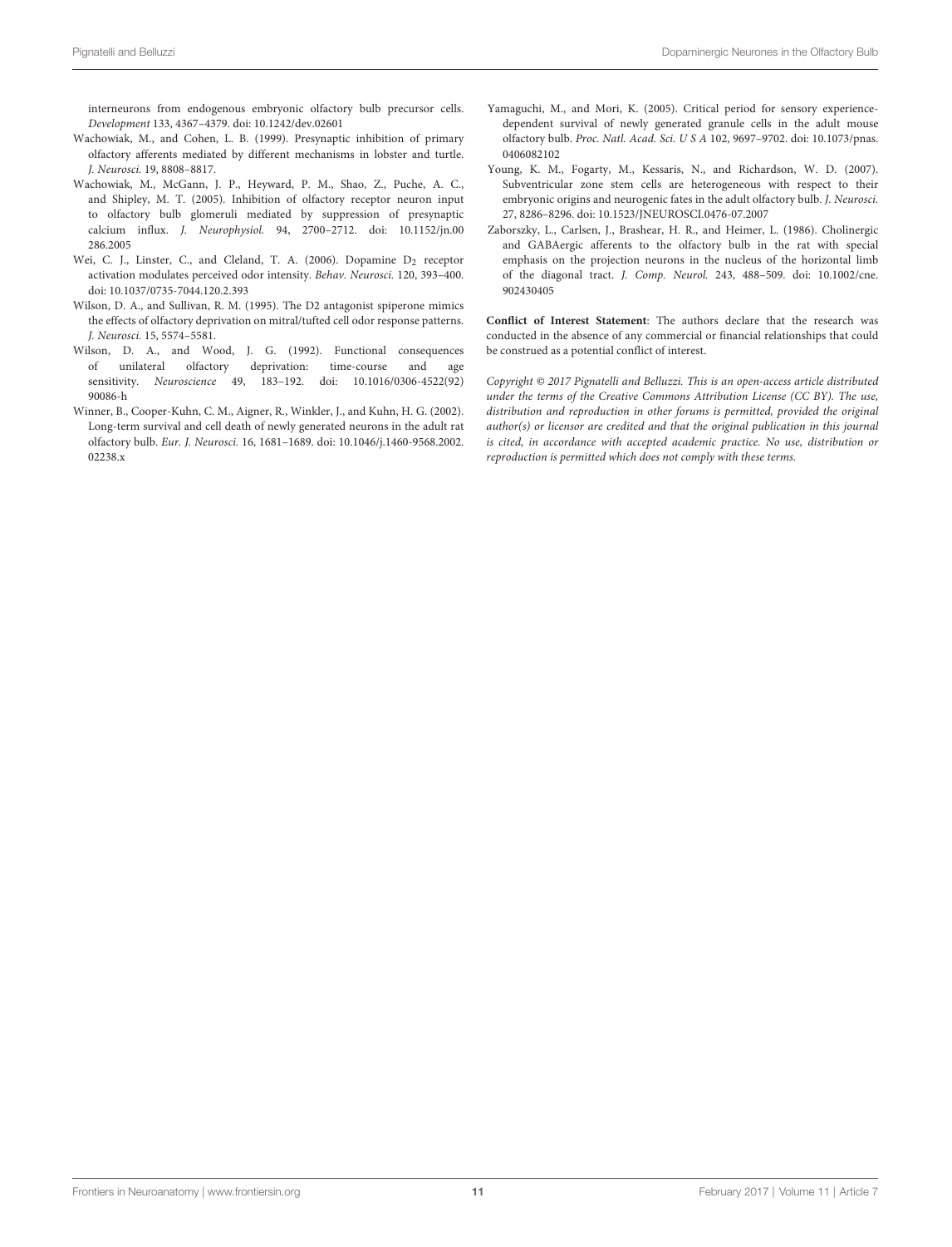interneurons from endogenous embryonic olfactory bulb precursor cells. *Development* 133, 4367–4379. doi: 10.1242/dev.02601

Wachowiak, M., and Cohen, L. B. (1999). Presynaptic inhibition of primary olfactory afferents mediated by different mechanisms in lobster and turtle. *J. Neurosci.* 19, 8808–8817.

Wachowiak, M., McGann, J. P., Heyward, P. M., Shao, Z., Puche, A. C., and Shipley, M. T. (2005). Inhibition of olfactory receptor neuron input to olfactory bulb glomeruli mediated by suppression of presynaptic calcium influx. *J. Neurophysiol.* 94, 2700–2712. doi: 10.1152/jn.00286.2005

Wei, C. J., Linster, C., and Cleland, T. A. (2006). Dopamine $D_2$ receptor activation modulates perceived odor intensity. *Behav. Neurosci.* 120, 393–400. doi: 10.1037/0735-7044.120.2.393

Wilson, D. A., and Sullivan, R. M. (1995). The D2 antagonist spiperone mimics the effects of olfactory deprivation on mitral/tufted cell odor response patterns. *J. Neurosci.* 15, 5574–5581.

Wilson, D. A., and Wood, J. G. (1992). Functional consequences of unilateral olfactory deprivation: time-course and age sensitivity. *Neuroscience* 49, 183–192. doi: 10.1016/0306-4522(92)90086-h

Winner, B., Cooper-Kuhn, C. M., Aigner, R., Winkler, J., and Kuhn, H. G. (2002). Long-term survival and cell death of newly generated neurons in the adult rat olfactory bulb. *Eur. J. Neurosci.* 16, 1681–1689. doi: 10.1046/j.1460-9568.2002.02238.x

Yamaguchi, M., and Mori, K. (2005). Critical period for sensory experience-dependent survival of newly generated granule cells in the adult mouse olfactory bulb. *Proc. Natl. Acad. Sci. U S A* 102, 9697–9702. doi: 10.1073/pnas.0406082102

Young, K. M., Fogarty, M., Kessaris, N., and Richardson, W. D. (2007). Subventricular zone stem cells are heterogeneous with respect to their embryonic origins and neurogenic fates in the adult olfactory bulb. *J. Neurosci.* 27, 8286–8296. doi: 10.1523/JNEUROSCI.0476-07.2007

Zaborszky, L., Carlsen, J., Brashear, H. R., and Heimer, L. (1986). Cholinergic and GABAergic afferents to the olfactory bulb in the rat with special emphasis on the projection neurons in the nucleus of the horizontal limb of the diagonal tract. *J. Comp. Neurol.* 243, 488–509. doi: 10.1002/cne.902430405

**Conflict of Interest Statement**: The authors declare that the research was conducted in the absence of any commercial or financial relationships that could be construed as a potential conflict of interest.

*Copyright © 2017 Pignatelli and Belluzzi. This is an open-access article distributed under the terms of the Creative Commons Attribution License (CC BY). The use, distribution and reproduction in other forums is permitted, provided the original author(s) or licensor are credited and that the original publication in this journal is cited, in accordance with accepted academic practice. No use, distribution or reproduction is permitted which does not comply with these terms.*